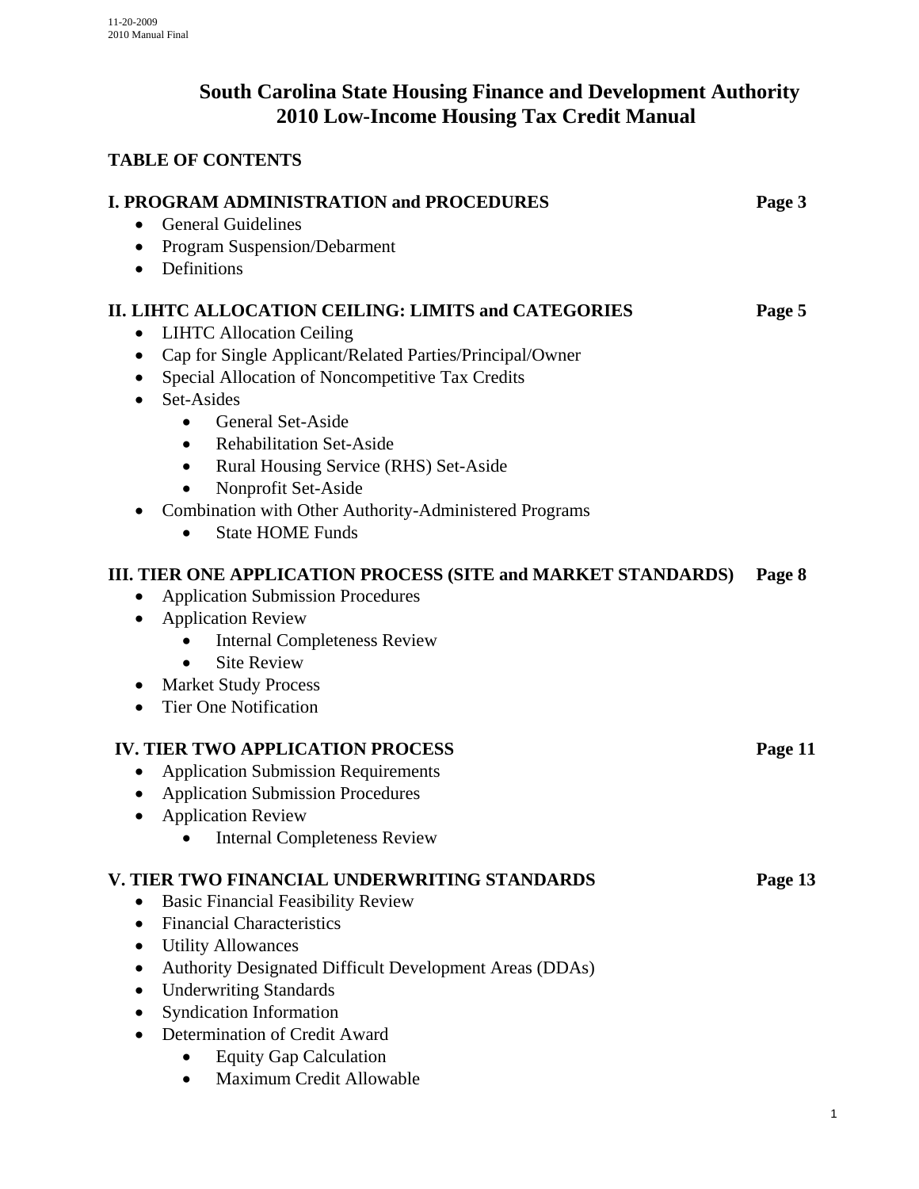11-20-2009
2010 Manual Final

# South Carolina State Housing Finance and Development Authority
# 2010 Low-Income Housing Tax Credit Manual

## TABLE OF CONTENTS

**I. PROGRAM ADMINISTRATION and PROCEDURES** **Page 3**

- General Guidelines
- Program Suspension/Debarment
- Definitions

**II. LIHTC ALLOCATION CEILING: LIMITS and CATEGORIES** **Page 5**

- LIHTC Allocation Ceiling
- Cap for Single Applicant/Related Parties/Principal/Owner
- Special Allocation of Noncompetitive Tax Credits
- Set-Asides
  - General Set-Aside
  - Rehabilitation Set-Aside
  - Rural Housing Service (RHS) Set-Aside
  - Nonprofit Set-Aside
- Combination with Other Authority-Administered Programs
  - State HOME Funds

**III. TIER ONE APPLICATION PROCESS (SITE and MARKET STANDARDS)** **Page 8**

- Application Submission Procedures
- Application Review
  - Internal Completeness Review
  - Site Review
- Market Study Process
- Tier One Notification

**IV. TIER TWO APPLICATION PROCESS** **Page 11**

- Application Submission Requirements
- Application Submission Procedures
- Application Review
  - Internal Completeness Review

**V. TIER TWO FINANCIAL UNDERWRITING STANDARDS** **Page 13**

- Basic Financial Feasibility Review
- Financial Characteristics
- Utility Allowances
- Authority Designated Difficult Development Areas (DDAs)
- Underwriting Standards
- Syndication Information
- Determination of Credit Award
  - Equity Gap Calculation
  - Maximum Credit Allowable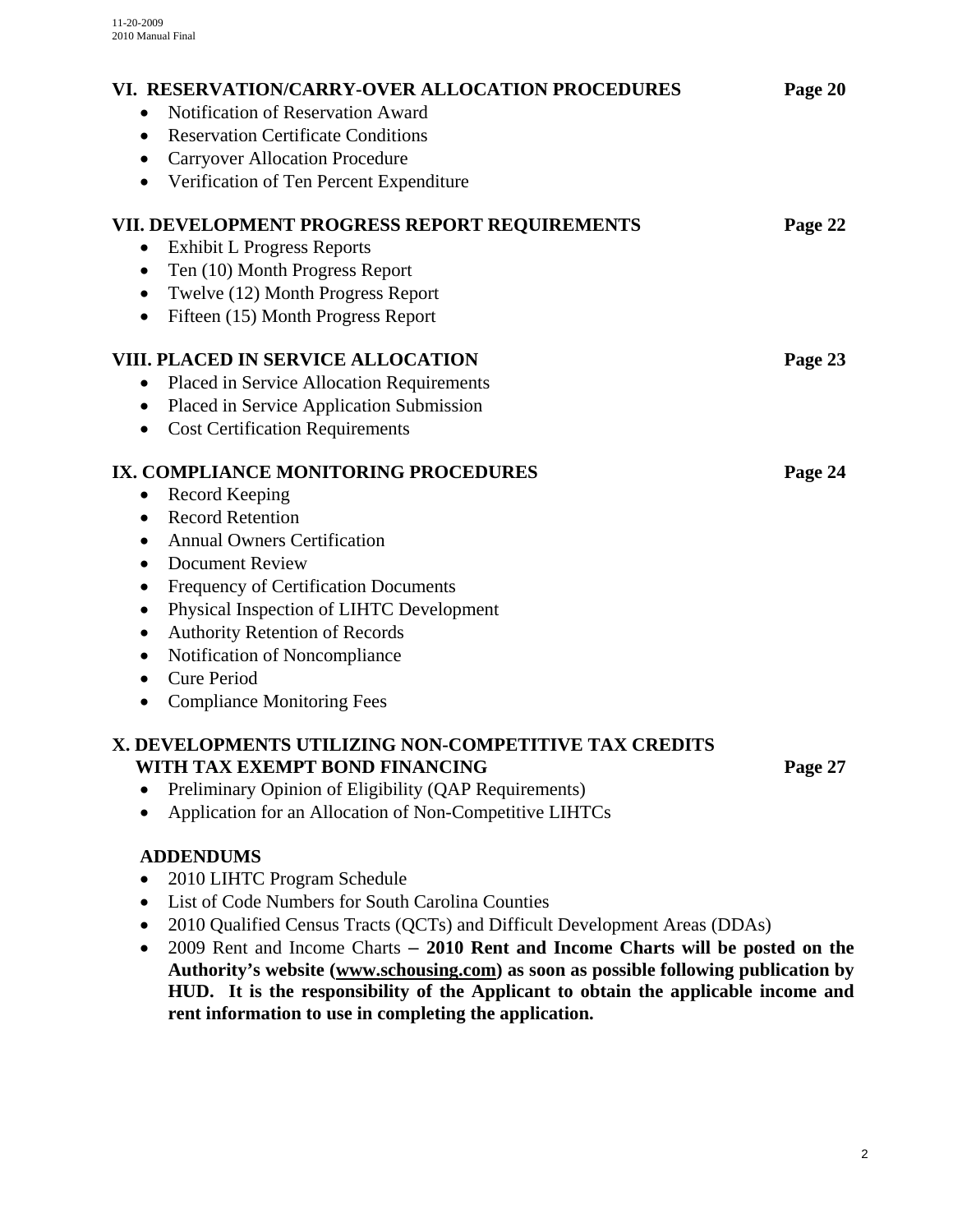**VI. RESERVATION/CARRY-OVER ALLOCATION PROCEDURES** **Page 20**

- Notification of Reservation Award
- Reservation Certificate Conditions
- Carryover Allocation Procedure
- Verification of Ten Percent Expenditure

**VII. DEVELOPMENT PROGRESS REPORT REQUIREMENTS** **Page 22**

- Exhibit L Progress Reports
- Ten (10) Month Progress Report
- Twelve (12) Month Progress Report
- Fifteen (15) Month Progress Report

**VIII. PLACED IN SERVICE ALLOCATION** **Page 23**

- Placed in Service Allocation Requirements
- Placed in Service Application Submission
- Cost Certification Requirements

**IX. COMPLIANCE MONITORING PROCEDURES** **Page 24**

- Record Keeping
- Record Retention
- Annual Owners Certification
- Document Review
- Frequency of Certification Documents
- Physical Inspection of LIHTC Development
- Authority Retention of Records
- Notification of Noncompliance
- Cure Period
- Compliance Monitoring Fees

**X. DEVELOPMENTS UTILIZING NON-COMPETITIVE TAX CREDITS WITH TAX EXEMPT BOND FINANCING** **Page 27**

- Preliminary Opinion of Eligibility (QAP Requirements)
- Application for an Allocation of Non-Competitive LIHTCs

**ADDENDUMS**

- 2010 LIHTC Program Schedule
- List of Code Numbers for South Carolina Counties
- 2010 Qualified Census Tracts (QCTs) and Difficult Development Areas (DDAs)
- 2009 Rent and Income Charts **– 2010 Rent and Income Charts will be posted on the Authority's website (www.schousing.com) as soon as possible following publication by HUD. It is the responsibility of the Applicant to obtain the applicable income and rent information to use in completing the application.**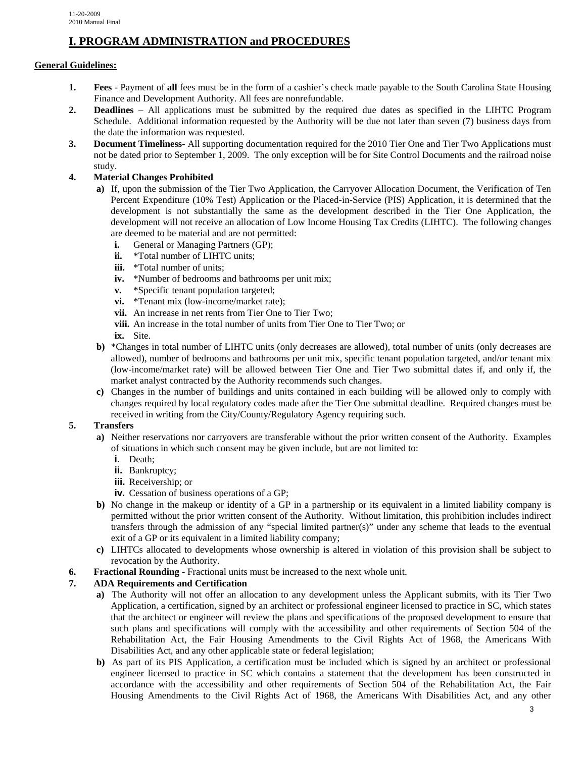# I. PROGRAM ADMINISTRATION and PROCEDURES

**General Guidelines:**

1. **Fees** - Payment of **all** fees must be in the form of a cashier's check made payable to the South Carolina State Housing Finance and Development Authority. All fees are nonrefundable.
2. **Deadlines** – All applications must be submitted by the required due dates as specified in the LIHTC Program Schedule. Additional information requested by the Authority will be due not later than seven (7) business days from the date the information was requested.
3. **Document Timeliness-** All supporting documentation required for the 2010 Tier One and Tier Two Applications must not be dated prior to September 1, 2009. The only exception will be for Site Control Documents and the railroad noise study.
4. **Material Changes Prohibited**
   - **a)** If, upon the submission of the Tier Two Application, the Carryover Allocation Document, the Verification of Ten Percent Expenditure (10% Test) Application or the Placed-in-Service (PIS) Application, it is determined that the development is not substantially the same as the development described in the Tier One Application, the development will not receive an allocation of Low Income Housing Tax Credits (LIHTC). The following changes are deemed to be material and are not permitted:
     - **i.** General or Managing Partners (GP);
     - **ii.** *Total number of LIHTC units;
     - **iii.** *Total number of units;
     - **iv.** *Number of bedrooms and bathrooms per unit mix;
     - **v.** *Specific tenant population targeted;
     - **vi.** *Tenant mix (low-income/market rate);
     - **vii.** An increase in net rents from Tier One to Tier Two;
     - **viii.** An increase in the total number of units from Tier One to Tier Two; or
     - **ix.** Site.
   - **b)** *Changes in total number of LIHTC units (only decreases are allowed), total number of units (only decreases are allowed), number of bedrooms and bathrooms per unit mix, specific tenant population targeted, and/or tenant mix (low-income/market rate) will be allowed between Tier One and Tier Two submittal dates if, and only if, the market analyst contracted by the Authority recommends such changes.
   - **c)** Changes in the number of buildings and units contained in each building will be allowed only to comply with changes required by local regulatory codes made after the Tier One submittal deadline. Required changes must be received in writing from the City/County/Regulatory Agency requiring such.
5. **Transfers**
   - **a)** Neither reservations nor carryovers are transferable without the prior written consent of the Authority. Examples of situations in which such consent may be given include, but are not limited to:
     - **i.** Death;
     - **ii.** Bankruptcy;
     - **iii.** Receivership; or
     - **iv.** Cessation of business operations of a GP;
   - **b)** No change in the makeup or identity of a GP in a partnership or its equivalent in a limited liability company is permitted without the prior written consent of the Authority. Without limitation, this prohibition includes indirect transfers through the admission of any "special limited partner(s)" under any scheme that leads to the eventual exit of a GP or its equivalent in a limited liability company;
   - **c)** LIHTCs allocated to developments whose ownership is altered in violation of this provision shall be subject to revocation by the Authority.
6. **Fractional Rounding** - Fractional units must be increased to the next whole unit.
7. **ADA Requirements and Certification**
   - **a)** The Authority will not offer an allocation to any development unless the Applicant submits, with its Tier Two Application, a certification, signed by an architect or professional engineer licensed to practice in SC, which states that the architect or engineer will review the plans and specifications of the proposed development to ensure that such plans and specifications will comply with the accessibility and other requirements of Section 504 of the Rehabilitation Act, the Fair Housing Amendments to the Civil Rights Act of 1968, the Americans With Disabilities Act, and any other applicable state or federal legislation;
   - **b)** As part of its PIS Application, a certification must be included which is signed by an architect or professional engineer licensed to practice in SC which contains a statement that the development has been constructed in accordance with the accessibility and other requirements of Section 504 of the Rehabilitation Act, the Fair Housing Amendments to the Civil Rights Act of 1968, the Americans With Disabilities Act, and any other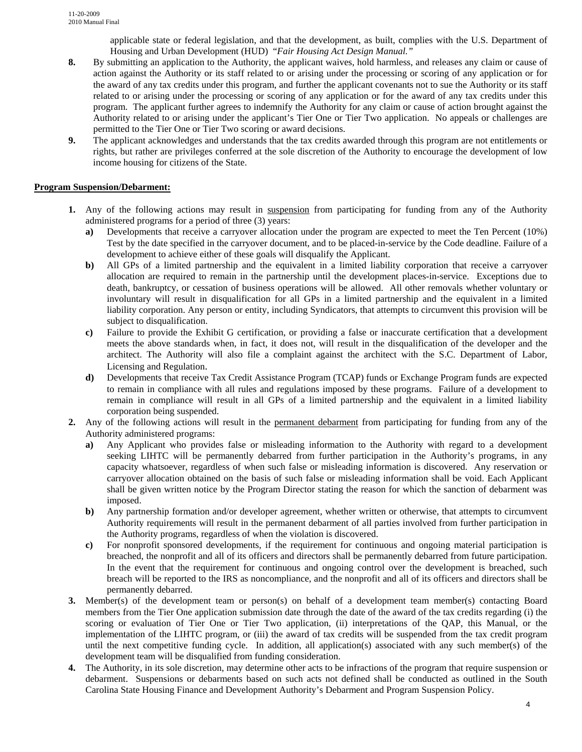applicable state or federal legislation, and that the development, as built, complies with the U.S. Department of Housing and Urban Development (HUD) *"Fair Housing Act Design Manual."*

**8.** By submitting an application to the Authority, the applicant waives, hold harmless, and releases any claim or cause of action against the Authority or its staff related to or arising under the processing or scoring of any application or for the award of any tax credits under this program, and further the applicant covenants not to sue the Authority or its staff related to or arising under the processing or scoring of any application or for the award of any tax credits under this program. The applicant further agrees to indemnify the Authority for any claim or cause of action brought against the Authority related to or arising under the applicant's Tier One or Tier Two application. No appeals or challenges are permitted to the Tier One or Tier Two scoring or award decisions.

**9.** The applicant acknowledges and understands that the tax credits awarded through this program are not entitlements or rights, but rather are privileges conferred at the sole discretion of the Authority to encourage the development of low income housing for citizens of the State.

**Program Suspension/Debarment:**

**1.** Any of the following actions may result in suspension from participating for funding from any of the Authority administered programs for a period of three (3) years:

   **a)** Developments that receive a carryover allocation under the program are expected to meet the Ten Percent (10%) Test by the date specified in the carryover document, and to be placed-in-service by the Code deadline. Failure of a development to achieve either of these goals will disqualify the Applicant.

   **b)** All GPs of a limited partnership and the equivalent in a limited liability corporation that receive a carryover allocation are required to remain in the partnership until the development places-in-service. Exceptions due to death, bankruptcy, or cessation of business operations will be allowed. All other removals whether voluntary or involuntary will result in disqualification for all GPs in a limited partnership and the equivalent in a limited liability corporation. Any person or entity, including Syndicators, that attempts to circumvent this provision will be subject to disqualification.

   **c)** Failure to provide the Exhibit G certification, or providing a false or inaccurate certification that a development meets the above standards when, in fact, it does not, will result in the disqualification of the developer and the architect. The Authority will also file a complaint against the architect with the S.C. Department of Labor, Licensing and Regulation.

   **d)** Developments that receive Tax Credit Assistance Program (TCAP) funds or Exchange Program funds are expected to remain in compliance with all rules and regulations imposed by these programs. Failure of a development to remain in compliance will result in all GPs of a limited partnership and the equivalent in a limited liability corporation being suspended.

**2.** Any of the following actions will result in the permanent debarment from participating for funding from any of the Authority administered programs:

   **a)** Any Applicant who provides false or misleading information to the Authority with regard to a development seeking LIHTC will be permanently debarred from further participation in the Authority's programs, in any capacity whatsoever, regardless of when such false or misleading information is discovered. Any reservation or carryover allocation obtained on the basis of such false or misleading information shall be void. Each Applicant shall be given written notice by the Program Director stating the reason for which the sanction of debarment was imposed.

   **b)** Any partnership formation and/or developer agreement, whether written or otherwise, that attempts to circumvent Authority requirements will result in the permanent debarment of all parties involved from further participation in the Authority programs, regardless of when the violation is discovered.

   **c)** For nonprofit sponsored developments, if the requirement for continuous and ongoing material participation is breached, the nonprofit and all of its officers and directors shall be permanently debarred from future participation. In the event that the requirement for continuous and ongoing control over the development is breached, such breach will be reported to the IRS as noncompliance, and the nonprofit and all of its officers and directors shall be permanently debarred.

**3.** Member(s) of the development team or person(s) on behalf of a development team member(s) contacting Board members from the Tier One application submission date through the date of the award of the tax credits regarding (i) the scoring or evaluation of Tier One or Tier Two application, (ii) interpretations of the QAP, this Manual, or the implementation of the LIHTC program, or (iii) the award of tax credits will be suspended from the tax credit program until the next competitive funding cycle. In addition, all application(s) associated with any such member(s) of the development team will be disqualified from funding consideration.

**4.** The Authority, in its sole discretion, may determine other acts to be infractions of the program that require suspension or debarment. Suspensions or debarments based on such acts not defined shall be conducted as outlined in the South Carolina State Housing Finance and Development Authority's Debarment and Program Suspension Policy.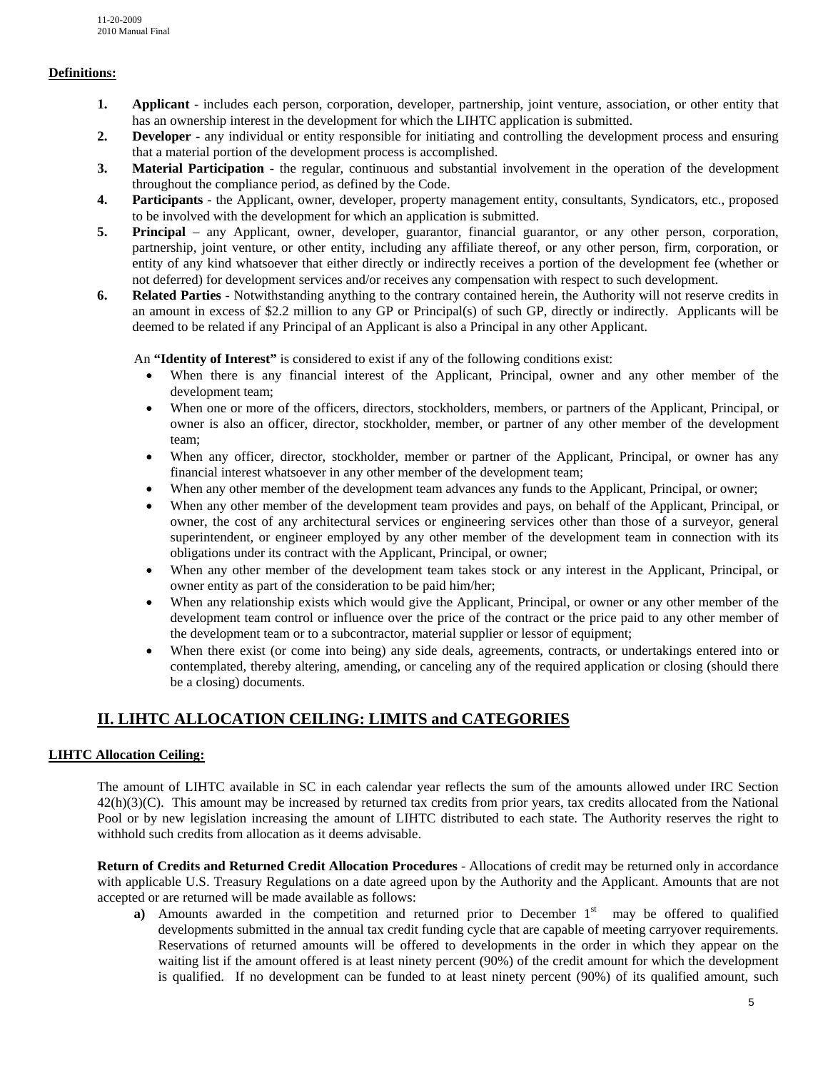**Definitions:**

1. **Applicant** - includes each person, corporation, developer, partnership, joint venture, association, or other entity that has an ownership interest in the development for which the LIHTC application is submitted.
2. **Developer** - any individual or entity responsible for initiating and controlling the development process and ensuring that a material portion of the development process is accomplished.
3. **Material Participation** - the regular, continuous and substantial involvement in the operation of the development throughout the compliance period, as defined by the Code.
4. **Participants** - the Applicant, owner, developer, property management entity, consultants, Syndicators, etc., proposed to be involved with the development for which an application is submitted.
5. **Principal** – any Applicant, owner, developer, guarantor, financial guarantor, or any other person, corporation, partnership, joint venture, or other entity, including any affiliate thereof, or any other person, firm, corporation, or entity of any kind whatsoever that either directly or indirectly receives a portion of the development fee (whether or not deferred) for development services and/or receives any compensation with respect to such development.
6. **Related Parties** - Notwithstanding anything to the contrary contained herein, the Authority will not reserve credits in an amount in excess of $2.2 million to any GP or Principal(s) of such GP, directly or indirectly. Applicants will be deemed to be related if any Principal of an Applicant is also a Principal in any other Applicant.

   An **"Identity of Interest"** is considered to exist if any of the following conditions exist:

   - When there is any financial interest of the Applicant, Principal, owner and any other member of the development team;
   - When one or more of the officers, directors, stockholders, members, or partners of the Applicant, Principal, or owner is also an officer, director, stockholder, member, or partner of any other member of the development team;
   - When any officer, director, stockholder, member or partner of the Applicant, Principal, or owner has any financial interest whatsoever in any other member of the development team;
   - When any other member of the development team advances any funds to the Applicant, Principal, or owner;
   - When any other member of the development team provides and pays, on behalf of the Applicant, Principal, or owner, the cost of any architectural services or engineering services other than those of a surveyor, general superintendent, or engineer employed by any other member of the development team in connection with its obligations under its contract with the Applicant, Principal, or owner;
   - When any other member of the development team takes stock or any interest in the Applicant, Principal, or owner entity as part of the consideration to be paid him/her;
   - When any relationship exists which would give the Applicant, Principal, or owner or any other member of the development team control or influence over the price of the contract or the price paid to any other member of the development team or to a subcontractor, material supplier or lessor of equipment;
   - When there exist (or come into being) any side deals, agreements, contracts, or undertakings entered into or contemplated, thereby altering, amending, or canceling any of the required application or closing (should there be a closing) documents.

## II. LIHTC ALLOCATION CEILING: LIMITS and CATEGORIES

**LIHTC Allocation Ceiling:**

The amount of LIHTC available in SC in each calendar year reflects the sum of the amounts allowed under IRC Section 42(h)(3)(C). This amount may be increased by returned tax credits from prior years, tax credits allocated from the National Pool or by new legislation increasing the amount of LIHTC distributed to each state. The Authority reserves the right to withhold such credits from allocation as it deems advisable.

**Return of Credits and Returned Credit Allocation Procedures** - Allocations of credit may be returned only in accordance with applicable U.S. Treasury Regulations on a date agreed upon by the Authority and the Applicant. Amounts that are not accepted or are returned will be made available as follows:

**a)** Amounts awarded in the competition and returned prior to December 1st may be offered to qualified developments submitted in the annual tax credit funding cycle that are capable of meeting carryover requirements. Reservations of returned amounts will be offered to developments in the order in which they appear on the waiting list if the amount offered is at least ninety percent (90%) of the credit amount for which the development is qualified. If no development can be funded to at least ninety percent (90%) of its qualified amount, such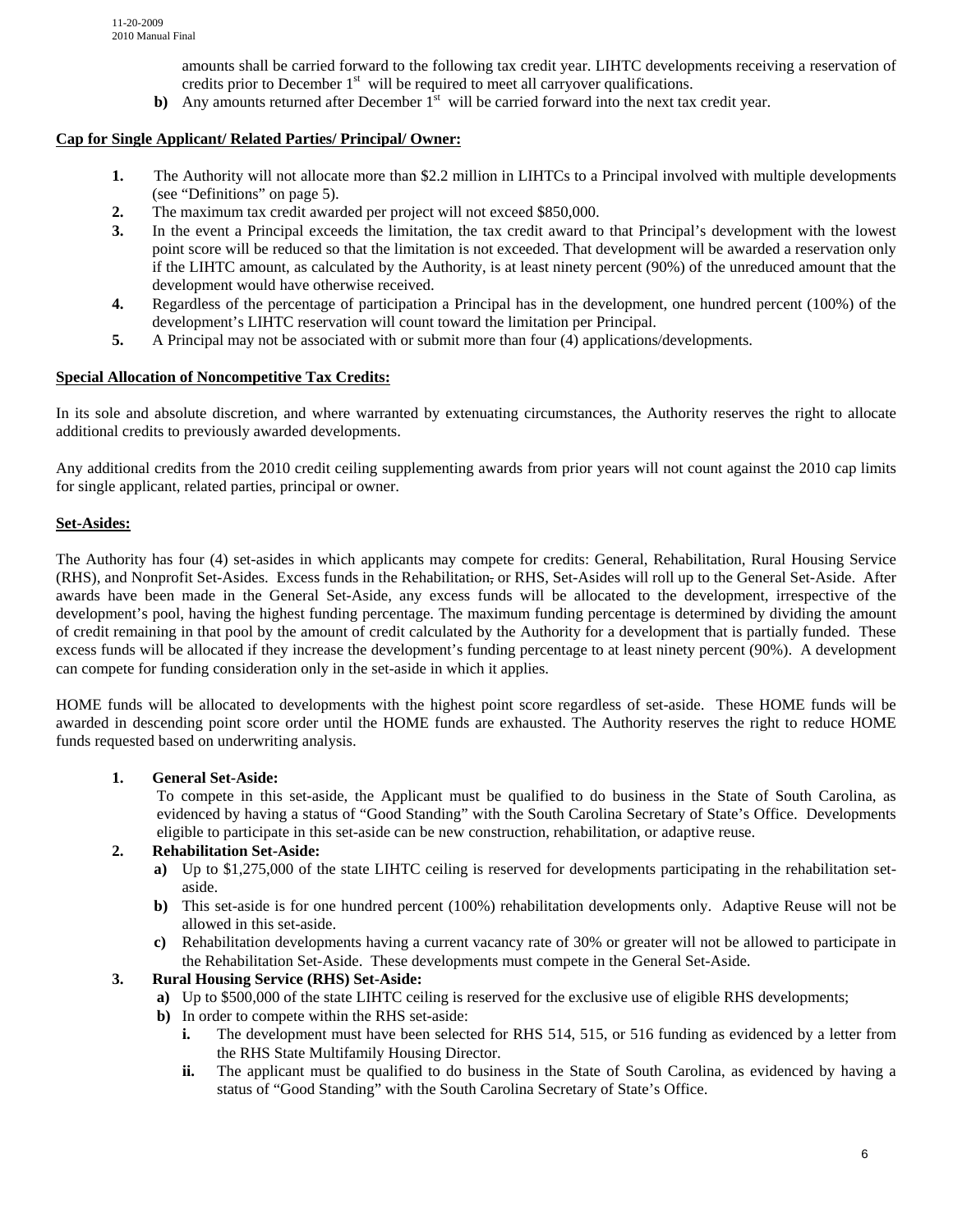amounts shall be carried forward to the following tax credit year. LIHTC developments receiving a reservation of credits prior to December 1st will be required to meet all carryover qualifications.

**b)** Any amounts returned after December 1st will be carried forward into the next tax credit year.

**Cap for Single Applicant/ Related Parties/ Principal/ Owner:**

1. The Authority will not allocate more than $2.2 million in LIHTCs to a Principal involved with multiple developments (see "Definitions" on page 5).
2. The maximum tax credit awarded per project will not exceed $850,000.
3. In the event a Principal exceeds the limitation, the tax credit award to that Principal's development with the lowest point score will be reduced so that the limitation is not exceeded. That development will be awarded a reservation only if the LIHTC amount, as calculated by the Authority, is at least ninety percent (90%) of the unreduced amount that the development would have otherwise received.
4. Regardless of the percentage of participation a Principal has in the development, one hundred percent (100%) of the development's LIHTC reservation will count toward the limitation per Principal.
5. A Principal may not be associated with or submit more than four (4) applications/developments.

**Special Allocation of Noncompetitive Tax Credits:**

In its sole and absolute discretion, and where warranted by extenuating circumstances, the Authority reserves the right to allocate additional credits to previously awarded developments.

Any additional credits from the 2010 credit ceiling supplementing awards from prior years will not count against the 2010 cap limits for single applicant, related parties, principal or owner.

**Set-Asides:**

The Authority has four (4) set-asides in which applicants may compete for credits: General, Rehabilitation, Rural Housing Service (RHS), and Nonprofit Set-Asides. Excess funds in the Rehabilitation, or RHS, Set-Asides will roll up to the General Set-Aside. After awards have been made in the General Set-Aside, any excess funds will be allocated to the development, irrespective of the development's pool, having the highest funding percentage. The maximum funding percentage is determined by dividing the amount of credit remaining in that pool by the amount of credit calculated by the Authority for a development that is partially funded. These excess funds will be allocated if they increase the development's funding percentage to at least ninety percent (90%). A development can compete for funding consideration only in the set-aside in which it applies.

HOME funds will be allocated to developments with the highest point score regardless of set-aside. These HOME funds will be awarded in descending point score order until the HOME funds are exhausted. The Authority reserves the right to reduce HOME funds requested based on underwriting analysis.

1. **General Set-Aside:**
   To compete in this set-aside, the Applicant must be qualified to do business in the State of South Carolina, as evidenced by having a status of "Good Standing" with the South Carolina Secretary of State's Office. Developments eligible to participate in this set-aside can be new construction, rehabilitation, or adaptive reuse.
2. **Rehabilitation Set-Aside:**
   - **a)** Up to $1,275,000 of the state LIHTC ceiling is reserved for developments participating in the rehabilitation set-aside.
   - **b)** This set-aside is for one hundred percent (100%) rehabilitation developments only. Adaptive Reuse will not be allowed in this set-aside.
   - **c)** Rehabilitation developments having a current vacancy rate of 30% or greater will not be allowed to participate in the Rehabilitation Set-Aside. These developments must compete in the General Set-Aside.
3. **Rural Housing Service (RHS) Set-Aside:**
   - **a)** Up to $500,000 of the state LIHTC ceiling is reserved for the exclusive use of eligible RHS developments;
   - **b)** In order to compete within the RHS set-aside:
     - **i.** The development must have been selected for RHS 514, 515, or 516 funding as evidenced by a letter from the RHS State Multifamily Housing Director.
     - **ii.** The applicant must be qualified to do business in the State of South Carolina, as evidenced by having a status of "Good Standing" with the South Carolina Secretary of State's Office.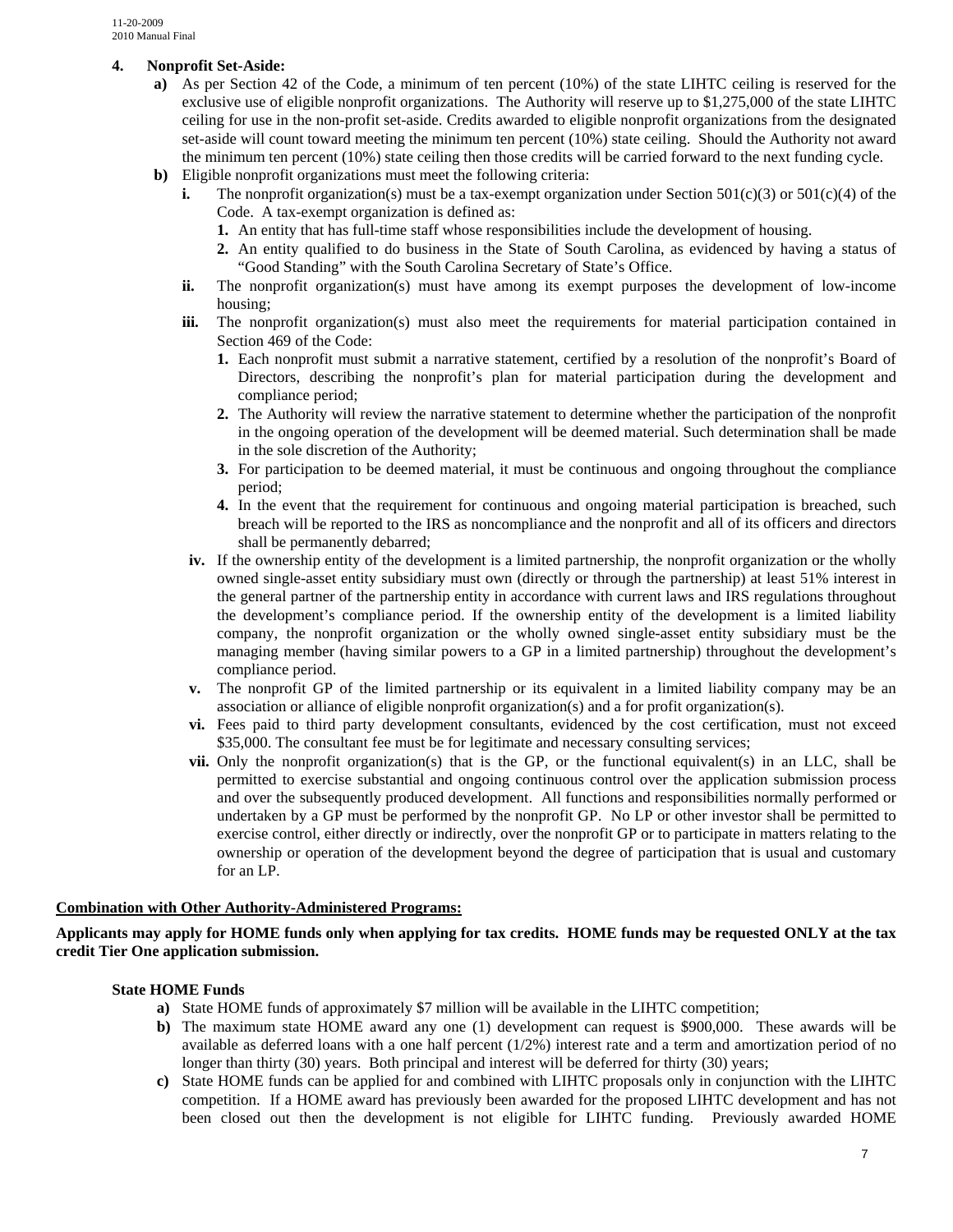4. **Nonprofit Set-Aside:**

   **a)** As per Section 42 of the Code, a minimum of ten percent (10%) of the state LIHTC ceiling is reserved for the exclusive use of eligible nonprofit organizations. The Authority will reserve up to $1,275,000 of the state LIHTC ceiling for use in the non-profit set-aside. Credits awarded to eligible nonprofit organizations from the designated set-aside will count toward meeting the minimum ten percent (10%) state ceiling. Should the Authority not award the minimum ten percent (10%) state ceiling then those credits will be carried forward to the next funding cycle.

   **b)** Eligible nonprofit organizations must meet the following criteria:

   **i.** The nonprofit organization(s) must be a tax-exempt organization under Section 501(c)(3) or 501(c)(4) of the Code. A tax-exempt organization is defined as:

   **1.** An entity that has full-time staff whose responsibilities include the development of housing.

   **2.** An entity qualified to do business in the State of South Carolina, as evidenced by having a status of "Good Standing" with the South Carolina Secretary of State's Office.

   **ii.** The nonprofit organization(s) must have among its exempt purposes the development of low-income housing;

   **iii.** The nonprofit organization(s) must also meet the requirements for material participation contained in Section 469 of the Code:

   **1.** Each nonprofit must submit a narrative statement, certified by a resolution of the nonprofit's Board of Directors, describing the nonprofit's plan for material participation during the development and compliance period;

   **2.** The Authority will review the narrative statement to determine whether the participation of the nonprofit in the ongoing operation of the development will be deemed material. Such determination shall be made in the sole discretion of the Authority;

   **3.** For participation to be deemed material, it must be continuous and ongoing throughout the compliance period;

   **4.** In the event that the requirement for continuous and ongoing material participation is breached, such breach will be reported to the IRS as noncompliance and the nonprofit and all of its officers and directors shall be permanently debarred;

   **iv.** If the ownership entity of the development is a limited partnership, the nonprofit organization or the wholly owned single-asset entity subsidiary must own (directly or through the partnership) at least 51% interest in the general partner of the partnership entity in accordance with current laws and IRS regulations throughout the development's compliance period. If the ownership entity of the development is a limited liability company, the nonprofit organization or the wholly owned single-asset entity subsidiary must be the managing member (having similar powers to a GP in a limited partnership) throughout the development's compliance period.

   **v.** The nonprofit GP of the limited partnership or its equivalent in a limited liability company may be an association or alliance of eligible nonprofit organization(s) and a for profit organization(s).

   **vi.** Fees paid to third party development consultants, evidenced by the cost certification, must not exceed $35,000. The consultant fee must be for legitimate and necessary consulting services;

   **vii.** Only the nonprofit organization(s) that is the GP, or the functional equivalent(s) in an LLC, shall be permitted to exercise substantial and ongoing continuous control over the application submission process and over the subsequently produced development. All functions and responsibilities normally performed or undertaken by a GP must be performed by the nonprofit GP. No LP or other investor shall be permitted to exercise control, either directly or indirectly, over the nonprofit GP or to participate in matters relating to the ownership or operation of the development beyond the degree of participation that is usual and customary for an LP.

**<u>Combination with Other Authority-Administered Programs:</u>**

**Applicants may apply for HOME funds only when applying for tax credits. HOME funds may be requested ONLY at the tax credit Tier One application submission.**

**State HOME Funds**

**a)** State HOME funds of approximately $7 million will be available in the LIHTC competition;

**b)** The maximum state HOME award any one (1) development can request is $900,000. These awards will be available as deferred loans with a one half percent (1/2%) interest rate and a term and amortization period of no longer than thirty (30) years. Both principal and interest will be deferred for thirty (30) years;

**c)** State HOME funds can be applied for and combined with LIHTC proposals only in conjunction with the LIHTC competition. If a HOME award has previously been awarded for the proposed LIHTC development and has not been closed out then the development is not eligible for LIHTC funding. Previously awarded HOME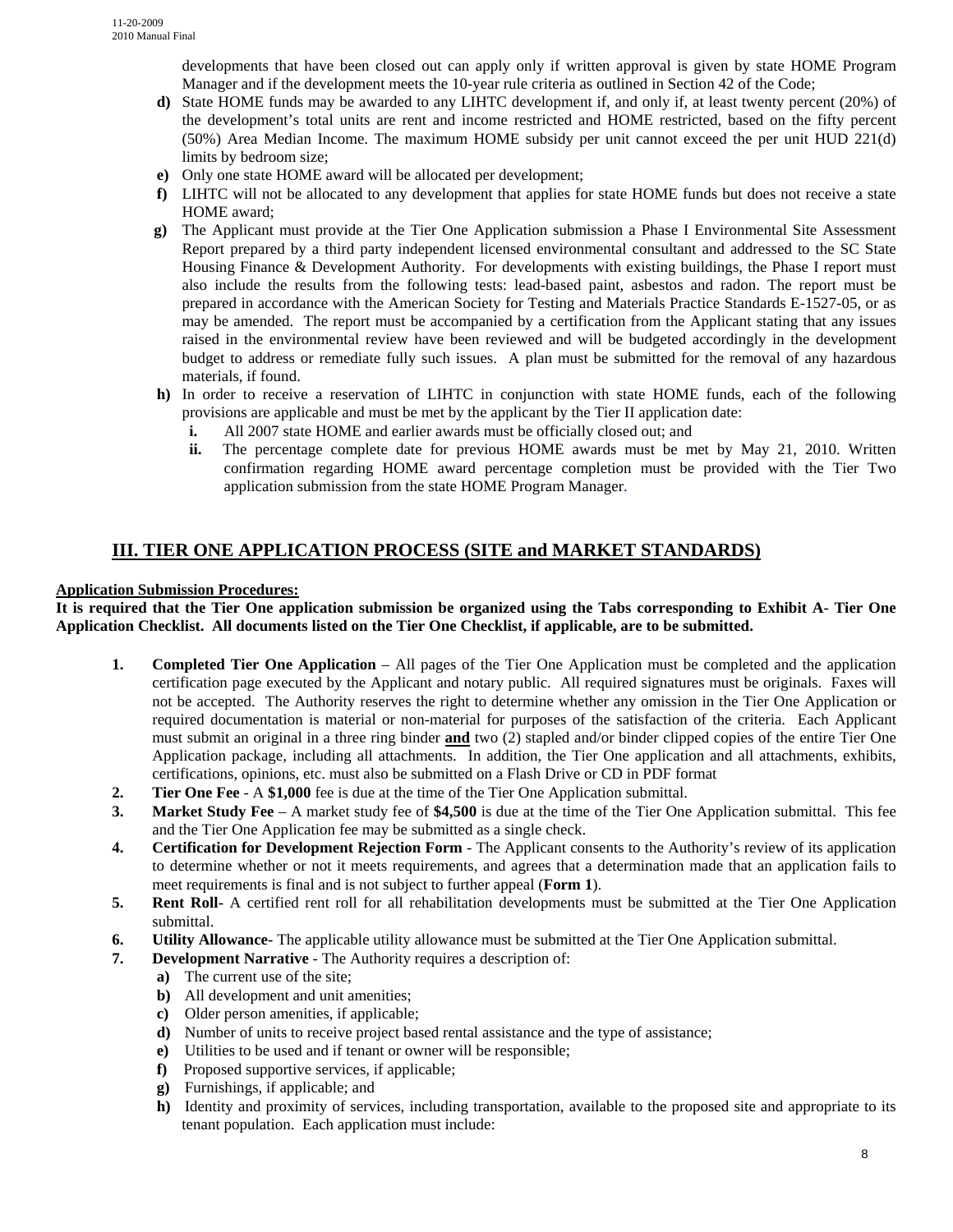developments that have been closed out can apply only if written approval is given by state HOME Program Manager and if the development meets the 10-year rule criteria as outlined in Section 42 of the Code;

**d)** State HOME funds may be awarded to any LIHTC development if, and only if, at least twenty percent (20%) of the development's total units are rent and income restricted and HOME restricted, based on the fifty percent (50%) Area Median Income. The maximum HOME subsidy per unit cannot exceed the per unit HUD 221(d) limits by bedroom size;

**e)** Only one state HOME award will be allocated per development;

**f)** LIHTC will not be allocated to any development that applies for state HOME funds but does not receive a state HOME award;

**g)** The Applicant must provide at the Tier One Application submission a Phase I Environmental Site Assessment Report prepared by a third party independent licensed environmental consultant and addressed to the SC State Housing Finance & Development Authority. For developments with existing buildings, the Phase I report must also include the results from the following tests: lead-based paint, asbestos and radon. The report must be prepared in accordance with the American Society for Testing and Materials Practice Standards E-1527-05, or as may be amended. The report must be accompanied by a certification from the Applicant stating that any issues raised in the environmental review have been reviewed and will be budgeted accordingly in the development budget to address or remediate fully such issues. A plan must be submitted for the removal of any hazardous materials, if found.

**h)** In order to receive a reservation of LIHTC in conjunction with state HOME funds, each of the following provisions are applicable and must be met by the applicant by the Tier II application date:

   **i.** All 2007 state HOME and earlier awards must be officially closed out; and

   **ii.** The percentage complete date for previous HOME awards must be met by May 21, 2010. Written confirmation regarding HOME award percentage completion must be provided with the Tier Two application submission from the state HOME Program Manager.

## III. TIER ONE APPLICATION PROCESS (SITE and MARKET STANDARDS)

**Application Submission Procedures:**

**It is required that the Tier One application submission be organized using the Tabs corresponding to Exhibit A- Tier One Application Checklist. All documents listed on the Tier One Checklist, if applicable, are to be submitted.**

1. **Completed Tier One Application** – All pages of the Tier One Application must be completed and the application certification page executed by the Applicant and notary public. All required signatures must be originals. Faxes will not be accepted. The Authority reserves the right to determine whether any omission in the Tier One Application or required documentation is material or non-material for purposes of the satisfaction of the criteria. Each Applicant must submit an original in a three ring binder **and** two (2) stapled and/or binder clipped copies of the entire Tier One Application package, including all attachments. In addition, the Tier One application and all attachments, exhibits, certifications, opinions, etc. must also be submitted on a Flash Drive or CD in PDF format
2. **Tier One Fee** - A **$1,000** fee is due at the time of the Tier One Application submittal.
3. **Market Study Fee** – A market study fee of **$4,500** is due at the time of the Tier One Application submittal. This fee and the Tier One Application fee may be submitted as a single check.
4. **Certification for Development Rejection Form** - The Applicant consents to the Authority's review of its application to determine whether or not it meets requirements, and agrees that a determination made that an application fails to meet requirements is final and is not subject to further appeal (**Form 1**).
5. **Rent Roll**- A certified rent roll for all rehabilitation developments must be submitted at the Tier One Application submittal.
6. **Utility Allowance-** The applicable utility allowance must be submitted at the Tier One Application submittal.
7. **Development Narrative** - The Authority requires a description of:
   **a)** The current use of the site;
   **b)** All development and unit amenities;
   **c)** Older person amenities, if applicable;
   **d)** Number of units to receive project based rental assistance and the type of assistance;
   **e)** Utilities to be used and if tenant or owner will be responsible;
   **f)** Proposed supportive services, if applicable;
   **g)** Furnishings, if applicable; and
   **h)** Identity and proximity of services, including transportation, available to the proposed site and appropriate to its tenant population. Each application must include: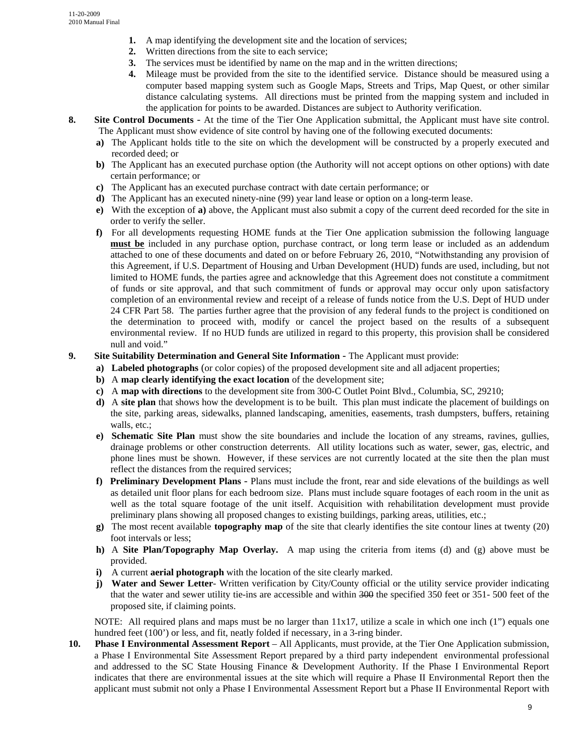1. A map identifying the development site and the location of services;
2. Written directions from the site to each service;
3. The services must be identified by name on the map and in the written directions;
4. Mileage must be provided from the site to the identified service. Distance should be measured using a computer based mapping system such as Google Maps, Streets and Trips, Map Quest, or other similar distance calculating systems. All directions must be printed from the mapping system and included in the application for points to be awarded. Distances are subject to Authority verification.

**8. Site Control Documents -** At the time of the Tier One Application submittal, the Applicant must have site control. The Applicant must show evidence of site control by having one of the following executed documents:

- **a)** The Applicant holds title to the site on which the development will be constructed by a properly executed and recorded deed; or
- **b)** The Applicant has an executed purchase option (the Authority will not accept options on other options) with date certain performance; or
- **c)** The Applicant has an executed purchase contract with date certain performance; or
- **d)** The Applicant has an executed ninety-nine (99) year land lease or option on a long-term lease.
- **e)** With the exception of **a)** above, the Applicant must also submit a copy of the current deed recorded for the site in order to verify the seller.
- **f)** For all developments requesting HOME funds at the Tier One application submission the following language **must be** included in any purchase option, purchase contract, or long term lease or included as an addendum attached to one of these documents and dated on or before February 26, 2010, "Notwithstanding any provision of this Agreement, if U.S. Department of Housing and Urban Development (HUD) funds are used, including, but not limited to HOME funds, the parties agree and acknowledge that this Agreement does not constitute a commitment of funds or site approval, and that such commitment of funds or approval may occur only upon satisfactory completion of an environmental review and receipt of a release of funds notice from the U.S. Dept of HUD under 24 CFR Part 58. The parties further agree that the provision of any federal funds to the project is conditioned on the determination to proceed with, modify or cancel the project based on the results of a subsequent environmental review. If no HUD funds are utilized in regard to this property, this provision shall be considered null and void."

**9. Site Suitability Determination and General Site Information -** The Applicant must provide:

- **a) Labeled photographs** (or color copies) of the proposed development site and all adjacent properties;
- **b)** A **map clearly identifying the exact location** of the development site;
- **c)** A **map with directions** to the development site from 300-C Outlet Point Blvd., Columbia, SC, 29210;
- **d)** A **site plan** that shows how the development is to be built. This plan must indicate the placement of buildings on the site, parking areas, sidewalks, planned landscaping, amenities, easements, trash dumpsters, buffers, retaining walls, etc.;
- **e) Schematic Site Plan** must show the site boundaries and include the location of any streams, ravines, gullies, drainage problems or other construction deterrents. All utility locations such as water, sewer, gas, electric, and phone lines must be shown. However, if these services are not currently located at the site then the plan must reflect the distances from the required services;
- **f) Preliminary Development Plans -** Plans must include the front, rear and side elevations of the buildings as well as detailed unit floor plans for each bedroom size. Plans must include square footages of each room in the unit as well as the total square footage of the unit itself. Acquisition with rehabilitation development must provide preliminary plans showing all proposed changes to existing buildings, parking areas, utilities, etc.;
- **g)** The most recent available **topography map** of the site that clearly identifies the site contour lines at twenty (20) foot intervals or less;
- **h)** A **Site Plan/Topography Map Overlay.** A map using the criteria from items (d) and (g) above must be provided.
- **i)** A current **aerial photograph** with the location of the site clearly marked.
- **j) Water and Sewer Letter**- Written verification by City/County official or the utility service provider indicating that the water and sewer utility tie-ins are accessible and within ~~300~~ the specified 350 feet or 351- 500 feet of the proposed site, if claiming points.

NOTE: All required plans and maps must be no larger than 11x17, utilize a scale in which one inch (1") equals one hundred feet (100') or less, and fit, neatly folded if necessary, in a 3-ring binder.

**10. Phase I Environmental Assessment Report** – All Applicants, must provide, at the Tier One Application submission, a Phase I Environmental Site Assessment Report prepared by a third party independent environmental professional and addressed to the SC State Housing Finance & Development Authority. If the Phase I Environmental Report indicates that there are environmental issues at the site which will require a Phase II Environmental Report then the applicant must submit not only a Phase I Environmental Assessment Report but a Phase II Environmental Report with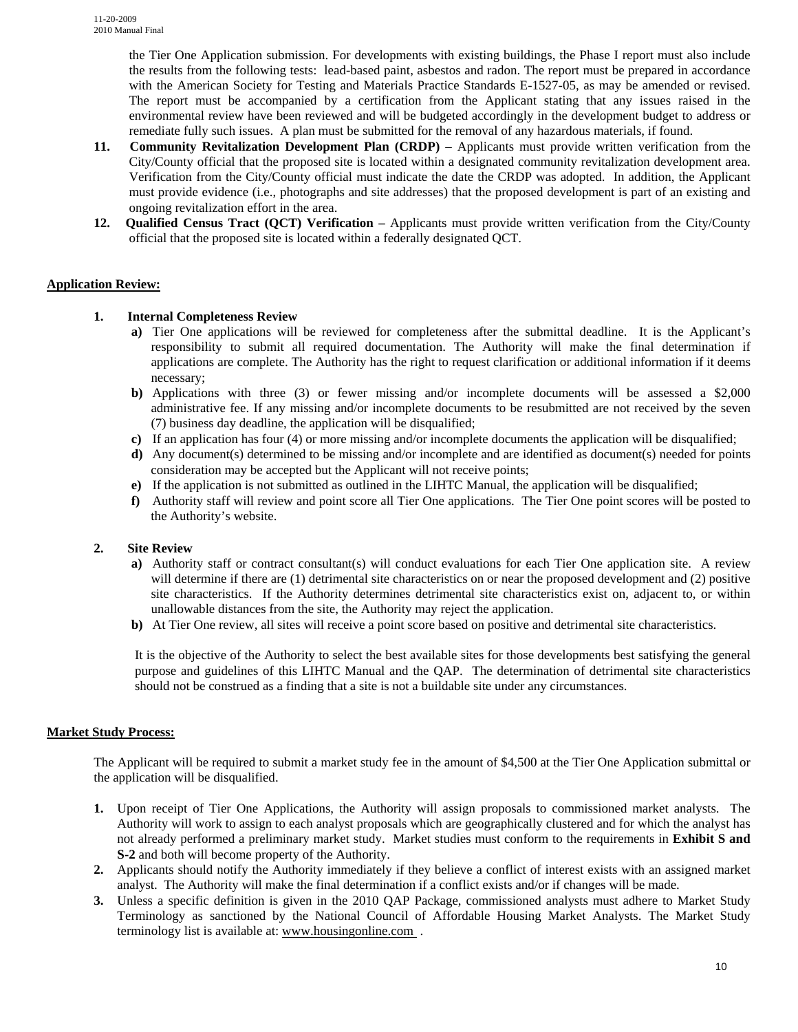the Tier One Application submission. For developments with existing buildings, the Phase I report must also include the results from the following tests: lead-based paint, asbestos and radon. The report must be prepared in accordance with the American Society for Testing and Materials Practice Standards E-1527-05, as may be amended or revised. The report must be accompanied by a certification from the Applicant stating that any issues raised in the environmental review have been reviewed and will be budgeted accordingly in the development budget to address or remediate fully such issues. A plan must be submitted for the removal of any hazardous materials, if found.

11. **Community Revitalization Development Plan (CRDP)** – Applicants must provide written verification from the City/County official that the proposed site is located within a designated community revitalization development area. Verification from the City/County official must indicate the date the CRDP was adopted. In addition, the Applicant must provide evidence (i.e., photographs and site addresses) that the proposed development is part of an existing and ongoing revitalization effort in the area.
12. **Qualified Census Tract (QCT) Verification –** Applicants must provide written verification from the City/County official that the proposed site is located within a federally designated QCT.

## Application Review:

**1. Internal Completeness Review**

- **a)** Tier One applications will be reviewed for completeness after the submittal deadline. It is the Applicant's responsibility to submit all required documentation. The Authority will make the final determination if applications are complete. The Authority has the right to request clarification or additional information if it deems necessary;
- **b)** Applications with three (3) or fewer missing and/or incomplete documents will be assessed a $2,000 administrative fee. If any missing and/or incomplete documents to be resubmitted are not received by the seven (7) business day deadline, the application will be disqualified;
- **c)** If an application has four (4) or more missing and/or incomplete documents the application will be disqualified;
- **d)** Any document(s) determined to be missing and/or incomplete and are identified as document(s) needed for points consideration may be accepted but the Applicant will not receive points;
- **e)** If the application is not submitted as outlined in the LIHTC Manual, the application will be disqualified;
- **f)** Authority staff will review and point score all Tier One applications. The Tier One point scores will be posted to the Authority's website.

**2. Site Review**

- **a)** Authority staff or contract consultant(s) will conduct evaluations for each Tier One application site. A review will determine if there are (1) detrimental site characteristics on or near the proposed development and (2) positive site characteristics. If the Authority determines detrimental site characteristics exist on, adjacent to, or within unallowable distances from the site, the Authority may reject the application.
- **b)** At Tier One review, all sites will receive a point score based on positive and detrimental site characteristics.

It is the objective of the Authority to select the best available sites for those developments best satisfying the general purpose and guidelines of this LIHTC Manual and the QAP. The determination of detrimental site characteristics should not be construed as a finding that a site is not a buildable site under any circumstances.

## Market Study Process:

The Applicant will be required to submit a market study fee in the amount of $4,500 at the Tier One Application submittal or the application will be disqualified.

1. Upon receipt of Tier One Applications, the Authority will assign proposals to commissioned market analysts. The Authority will work to assign to each analyst proposals which are geographically clustered and for which the analyst has not already performed a preliminary market study. Market studies must conform to the requirements in **Exhibit S and S-2** and both will become property of the Authority.
2. Applicants should notify the Authority immediately if they believe a conflict of interest exists with an assigned market analyst. The Authority will make the final determination if a conflict exists and/or if changes will be made.
3. Unless a specific definition is given in the 2010 QAP Package, commissioned analysts must adhere to Market Study Terminology as sanctioned by the National Council of Affordable Housing Market Analysts. The Market Study terminology list is available at: www.housingonline.com .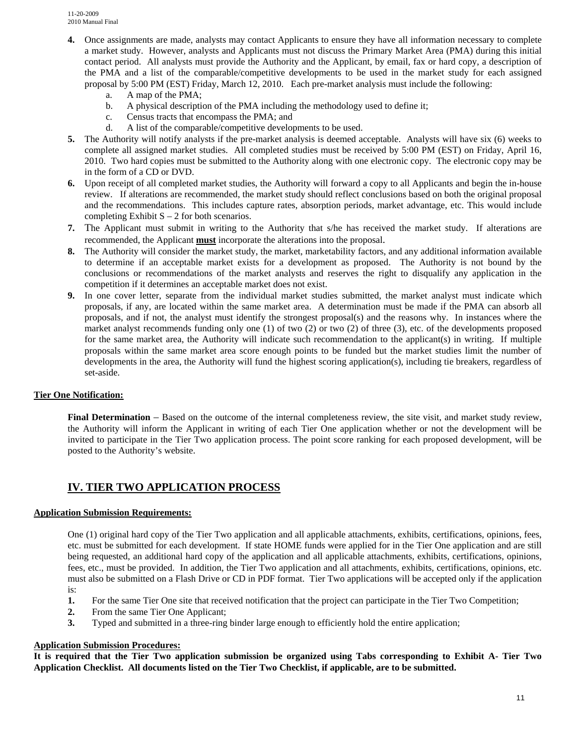4. Once assignments are made, analysts may contact Applicants to ensure they have all information necessary to complete a market study. However, analysts and Applicants must not discuss the Primary Market Area (PMA) during this initial contact period. All analysts must provide the Authority and the Applicant, by email, fax or hard copy, a description of the PMA and a list of the comparable/competitive developments to be used in the market study for each assigned proposal by 5:00 PM (EST) Friday, March 12, 2010. Each pre-market analysis must include the following:
   a. A map of the PMA;
   b. A physical description of the PMA including the methodology used to define it;
   c. Census tracts that encompass the PMA; and
   d. A list of the comparable/competitive developments to be used.
5. The Authority will notify analysts if the pre-market analysis is deemed acceptable. Analysts will have six (6) weeks to complete all assigned market studies. All completed studies must be received by 5:00 PM (EST) on Friday, April 16, 2010. Two hard copies must be submitted to the Authority along with one electronic copy. The electronic copy may be in the form of a CD or DVD.
6. Upon receipt of all completed market studies, the Authority will forward a copy to all Applicants and begin the in-house review. If alterations are recommended, the market study should reflect conclusions based on both the original proposal and the recommendations. This includes capture rates, absorption periods, market advantage, etc. This would include completing Exhibit S – 2 for both scenarios.
7. The Applicant must submit in writing to the Authority that s/he has received the market study. If alterations are recommended, the Applicant **must** incorporate the alterations into the proposal.
8. The Authority will consider the market study, the market, marketability factors, and any additional information available to determine if an acceptable market exists for a development as proposed. The Authority is not bound by the conclusions or recommendations of the market analysts and reserves the right to disqualify any application in the competition if it determines an acceptable market does not exist.
9. In one cover letter, separate from the individual market studies submitted, the market analyst must indicate which proposals, if any, are located within the same market area. A determination must be made if the PMA can absorb all proposals, and if not, the analyst must identify the strongest proposal(s) and the reasons why. In instances where the market analyst recommends funding only one (1) of two (2) or two (2) of three (3), etc. of the developments proposed for the same market area, the Authority will indicate such recommendation to the applicant(s) in writing. If multiple proposals within the same market area score enough points to be funded but the market studies limit the number of developments in the area, the Authority will fund the highest scoring application(s), including tie breakers, regardless of set-aside.

**Tier One Notification:**

**Final Determination** – Based on the outcome of the internal completeness review, the site visit, and market study review, the Authority will inform the Applicant in writing of each Tier One application whether or not the development will be invited to participate in the Tier Two application process. The point score ranking for each proposed development, will be posted to the Authority's website.

## IV. TIER TWO APPLICATION PROCESS

**Application Submission Requirements:**

One (1) original hard copy of the Tier Two application and all applicable attachments, exhibits, certifications, opinions, fees, etc. must be submitted for each development. If state HOME funds were applied for in the Tier One application and are still being requested, an additional hard copy of the application and all applicable attachments, exhibits, certifications, opinions, fees, etc., must be provided. In addition, the Tier Two application and all attachments, exhibits, certifications, opinions, etc. must also be submitted on a Flash Drive or CD in PDF format. Tier Two applications will be accepted only if the application is:

1. For the same Tier One site that received notification that the project can participate in the Tier Two Competition;
2. From the same Tier One Applicant;
3. Typed and submitted in a three-ring binder large enough to efficiently hold the entire application;

**Application Submission Procedures:**

**It is required that the Tier Two application submission be organized using Tabs corresponding to Exhibit A- Tier Two Application Checklist. All documents listed on the Tier Two Checklist, if applicable, are to be submitted.**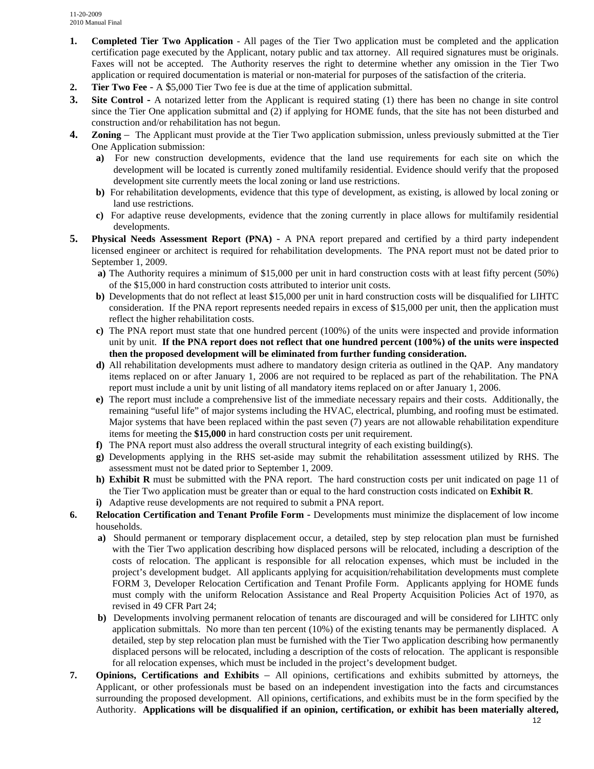1. **Completed Tier Two Application** - All pages of the Tier Two application must be completed and the application certification page executed by the Applicant, notary public and tax attorney. All required signatures must be originals. Faxes will not be accepted. The Authority reserves the right to determine whether any omission in the Tier Two application or required documentation is material or non-material for purposes of the satisfaction of the criteria.
2. **Tier Two Fee -** A $5,000 Tier Two fee is due at the time of application submittal.
3. **Site Control -** A notarized letter from the Applicant is required stating (1) there has been no change in site control since the Tier One application submittal and (2) if applying for HOME funds, that the site has not been disturbed and construction and/or rehabilitation has not begun.
4. **Zoning** – The Applicant must provide at the Tier Two application submission, unless previously submitted at the Tier One Application submission:
   - **a)** For new construction developments, evidence that the land use requirements for each site on which the development will be located is currently zoned multifamily residential. Evidence should verify that the proposed development site currently meets the local zoning or land use restrictions.
   - **b)** For rehabilitation developments, evidence that this type of development, as existing, is allowed by local zoning or land use restrictions.
   - **c)** For adaptive reuse developments, evidence that the zoning currently in place allows for multifamily residential developments.
5. **Physical Needs Assessment Report (PNA) -** A PNA report prepared and certified by a third party independent licensed engineer or architect is required for rehabilitation developments. The PNA report must not be dated prior to September 1, 2009.
   - **a)** The Authority requires a minimum of $15,000 per unit in hard construction costs with at least fifty percent (50%) of the $15,000 in hard construction costs attributed to interior unit costs.
   - **b)** Developments that do not reflect at least $15,000 per unit in hard construction costs will be disqualified for LIHTC consideration. If the PNA report represents needed repairs in excess of $15,000 per unit, then the application must reflect the higher rehabilitation costs.
   - **c)** The PNA report must state that one hundred percent (100%) of the units were inspected and provide information unit by unit. **If the PNA report does not reflect that one hundred percent (100%) of the units were inspected then the proposed development will be eliminated from further funding consideration.**
   - **d)** All rehabilitation developments must adhere to mandatory design criteria as outlined in the QAP. Any mandatory items replaced on or after January 1, 2006 are not required to be replaced as part of the rehabilitation. The PNA report must include a unit by unit listing of all mandatory items replaced on or after January 1, 2006.
   - **e)** The report must include a comprehensive list of the immediate necessary repairs and their costs. Additionally, the remaining "useful life" of major systems including the HVAC, electrical, plumbing, and roofing must be estimated. Major systems that have been replaced within the past seven (7) years are not allowable rehabilitation expenditure items for meeting the **$15,000** in hard construction costs per unit requirement.
   - **f)** The PNA report must also address the overall structural integrity of each existing building(s).
   - **g)** Developments applying in the RHS set-aside may submit the rehabilitation assessment utilized by RHS. The assessment must not be dated prior to September 1, 2009.
   - **h)** **Exhibit R** must be submitted with the PNA report. The hard construction costs per unit indicated on page 11 of the Tier Two application must be greater than or equal to the hard construction costs indicated on **Exhibit R**.
   - **i)** Adaptive reuse developments are not required to submit a PNA report.
6. **Relocation Certification and Tenant Profile Form -** Developments must minimize the displacement of low income households.
   - **a)** Should permanent or temporary displacement occur, a detailed, step by step relocation plan must be furnished with the Tier Two application describing how displaced persons will be relocated, including a description of the costs of relocation. The applicant is responsible for all relocation expenses, which must be included in the project's development budget. All applicants applying for acquisition/rehabilitation developments must complete FORM 3, Developer Relocation Certification and Tenant Profile Form. Applicants applying for HOME funds must comply with the uniform Relocation Assistance and Real Property Acquisition Policies Act of 1970, as revised in 49 CFR Part 24;
   - **b)** Developments involving permanent relocation of tenants are discouraged and will be considered for LIHTC only application submittals. No more than ten percent (10%) of the existing tenants may be permanently displaced. A detailed, step by step relocation plan must be furnished with the Tier Two application describing how permanently displaced persons will be relocated, including a description of the costs of relocation. The applicant is responsible for all relocation expenses, which must be included in the project's development budget.
7. **Opinions, Certifications and Exhibits** – All opinions, certifications and exhibits submitted by attorneys, the Applicant, or other professionals must be based on an independent investigation into the facts and circumstances surrounding the proposed development. All opinions, certifications, and exhibits must be in the form specified by the Authority. **Applications will be disqualified if an opinion, certification, or exhibit has been materially altered,**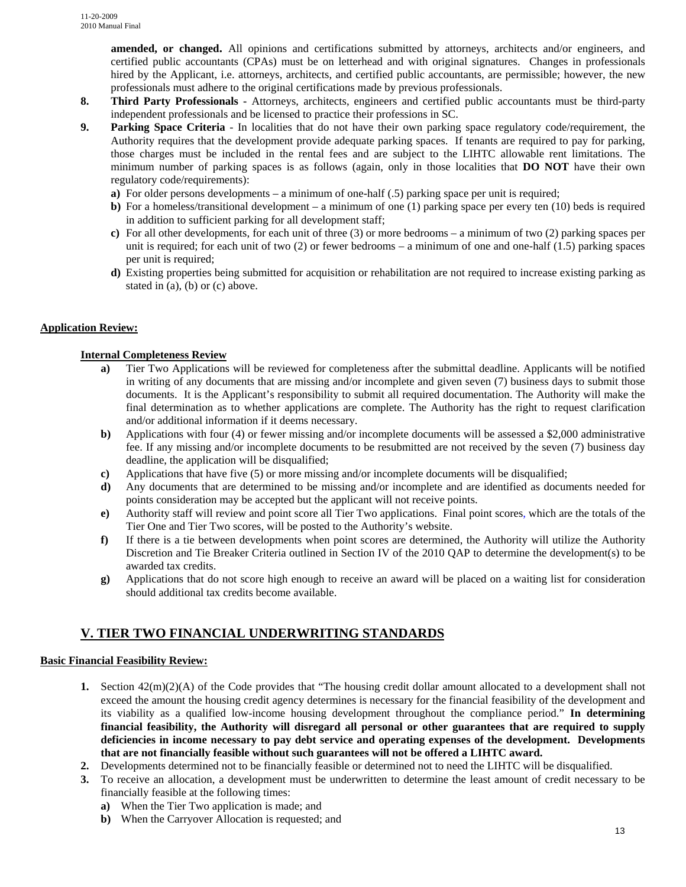**amended, or changed.** All opinions and certifications submitted by attorneys, architects and/or engineers, and certified public accountants (CPAs) must be on letterhead and with original signatures. Changes in professionals hired by the Applicant, i.e. attorneys, architects, and certified public accountants, are permissible; however, the new professionals must adhere to the original certifications made by previous professionals.

8. **Third Party Professionals -** Attorneys, architects, engineers and certified public accountants must be third-party independent professionals and be licensed to practice their professions in SC.
9. **Parking Space Criteria** - In localities that do not have their own parking space regulatory code/requirement, the Authority requires that the development provide adequate parking spaces. If tenants are required to pay for parking, those charges must be included in the rental fees and are subject to the LIHTC allowable rent limitations. The minimum number of parking spaces is as follows (again, only in those localities that **DO NOT** have their own regulatory code/requirements):
   - **a)** For older persons developments – a minimum of one-half (.5) parking space per unit is required;
   - **b)** For a homeless/transitional development – a minimum of one (1) parking space per every ten (10) beds is required in addition to sufficient parking for all development staff;
   - **c)** For all other developments, for each unit of three (3) or more bedrooms – a minimum of two (2) parking spaces per unit is required; for each unit of two (2) or fewer bedrooms – a minimum of one and one-half (1.5) parking spaces per unit is required;
   - **d)** Existing properties being submitted for acquisition or rehabilitation are not required to increase existing parking as stated in (a), (b) or (c) above.

**Application Review:**

**Internal Completeness Review**

- **a)** Tier Two Applications will be reviewed for completeness after the submittal deadline. Applicants will be notified in writing of any documents that are missing and/or incomplete and given seven (7) business days to submit those documents. It is the Applicant's responsibility to submit all required documentation. The Authority will make the final determination as to whether applications are complete. The Authority has the right to request clarification and/or additional information if it deems necessary.
- **b)** Applications with four (4) or fewer missing and/or incomplete documents will be assessed a $2,000 administrative fee. If any missing and/or incomplete documents to be resubmitted are not received by the seven (7) business day deadline, the application will be disqualified;
- **c)** Applications that have five (5) or more missing and/or incomplete documents will be disqualified;
- **d)** Any documents that are determined to be missing and/or incomplete and are identified as documents needed for points consideration may be accepted but the applicant will not receive points.
- **e)** Authority staff will review and point score all Tier Two applications. Final point scores, which are the totals of the Tier One and Tier Two scores, will be posted to the Authority's website.
- **f)** If there is a tie between developments when point scores are determined, the Authority will utilize the Authority Discretion and Tie Breaker Criteria outlined in Section IV of the 2010 QAP to determine the development(s) to be awarded tax credits.
- **g)** Applications that do not score high enough to receive an award will be placed on a waiting list for consideration should additional tax credits become available.

## V. TIER TWO FINANCIAL UNDERWRITING STANDARDS

**Basic Financial Feasibility Review:**

1. Section 42(m)(2)(A) of the Code provides that "The housing credit dollar amount allocated to a development shall not exceed the amount the housing credit agency determines is necessary for the financial feasibility of the development and its viability as a qualified low-income housing development throughout the compliance period." **In determining financial feasibility, the Authority will disregard all personal or other guarantees that are required to supply deficiencies in income necessary to pay debt service and operating expenses of the development. Developments that are not financially feasible without such guarantees will not be offered a LIHTC award.**
2. Developments determined not to be financially feasible or determined not to need the LIHTC will be disqualified.
3. To receive an allocation, a development must be underwritten to determine the least amount of credit necessary to be financially feasible at the following times:
   - **a)** When the Tier Two application is made; and
   - **b)** When the Carryover Allocation is requested; and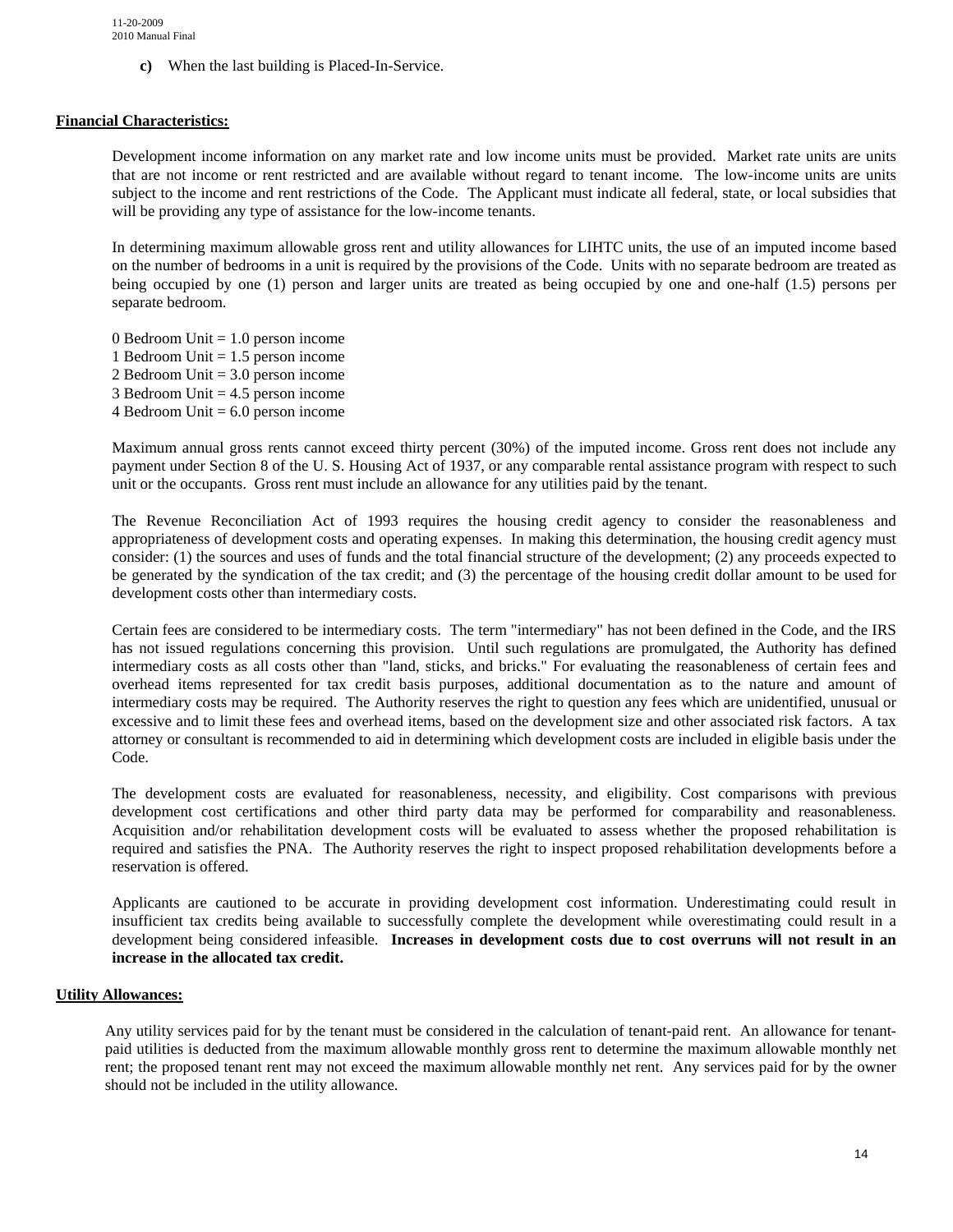**c)** When the last building is Placed-In-Service.

**Financial Characteristics:**

Development income information on any market rate and low income units must be provided. Market rate units are units that are not income or rent restricted and are available without regard to tenant income. The low-income units are units subject to the income and rent restrictions of the Code. The Applicant must indicate all federal, state, or local subsidies that will be providing any type of assistance for the low-income tenants.

In determining maximum allowable gross rent and utility allowances for LIHTC units, the use of an imputed income based on the number of bedrooms in a unit is required by the provisions of the Code. Units with no separate bedroom are treated as being occupied by one (1) person and larger units are treated as being occupied by one and one-half (1.5) persons per separate bedroom.

0 Bedroom Unit = 1.0 person income
1 Bedroom Unit = 1.5 person income
2 Bedroom Unit = 3.0 person income
3 Bedroom Unit = 4.5 person income
4 Bedroom Unit = 6.0 person income

Maximum annual gross rents cannot exceed thirty percent (30%) of the imputed income. Gross rent does not include any payment under Section 8 of the U. S. Housing Act of 1937, or any comparable rental assistance program with respect to such unit or the occupants. Gross rent must include an allowance for any utilities paid by the tenant.

The Revenue Reconciliation Act of 1993 requires the housing credit agency to consider the reasonableness and appropriateness of development costs and operating expenses. In making this determination, the housing credit agency must consider: (1) the sources and uses of funds and the total financial structure of the development; (2) any proceeds expected to be generated by the syndication of the tax credit; and (3) the percentage of the housing credit dollar amount to be used for development costs other than intermediary costs.

Certain fees are considered to be intermediary costs. The term "intermediary" has not been defined in the Code, and the IRS has not issued regulations concerning this provision. Until such regulations are promulgated, the Authority has defined intermediary costs as all costs other than "land, sticks, and bricks." For evaluating the reasonableness of certain fees and overhead items represented for tax credit basis purposes, additional documentation as to the nature and amount of intermediary costs may be required. The Authority reserves the right to question any fees which are unidentified, unusual or excessive and to limit these fees and overhead items, based on the development size and other associated risk factors. A tax attorney or consultant is recommended to aid in determining which development costs are included in eligible basis under the Code.

The development costs are evaluated for reasonableness, necessity, and eligibility. Cost comparisons with previous development cost certifications and other third party data may be performed for comparability and reasonableness. Acquisition and/or rehabilitation development costs will be evaluated to assess whether the proposed rehabilitation is required and satisfies the PNA. The Authority reserves the right to inspect proposed rehabilitation developments before a reservation is offered.

Applicants are cautioned to be accurate in providing development cost information. Underestimating could result in insufficient tax credits being available to successfully complete the development while overestimating could result in a development being considered infeasible. **Increases in development costs due to cost overruns will not result in an increase in the allocated tax credit.**

**Utility Allowances:**

Any utility services paid for by the tenant must be considered in the calculation of tenant-paid rent. An allowance for tenant-paid utilities is deducted from the maximum allowable monthly gross rent to determine the maximum allowable monthly net rent; the proposed tenant rent may not exceed the maximum allowable monthly net rent. Any services paid for by the owner should not be included in the utility allowance.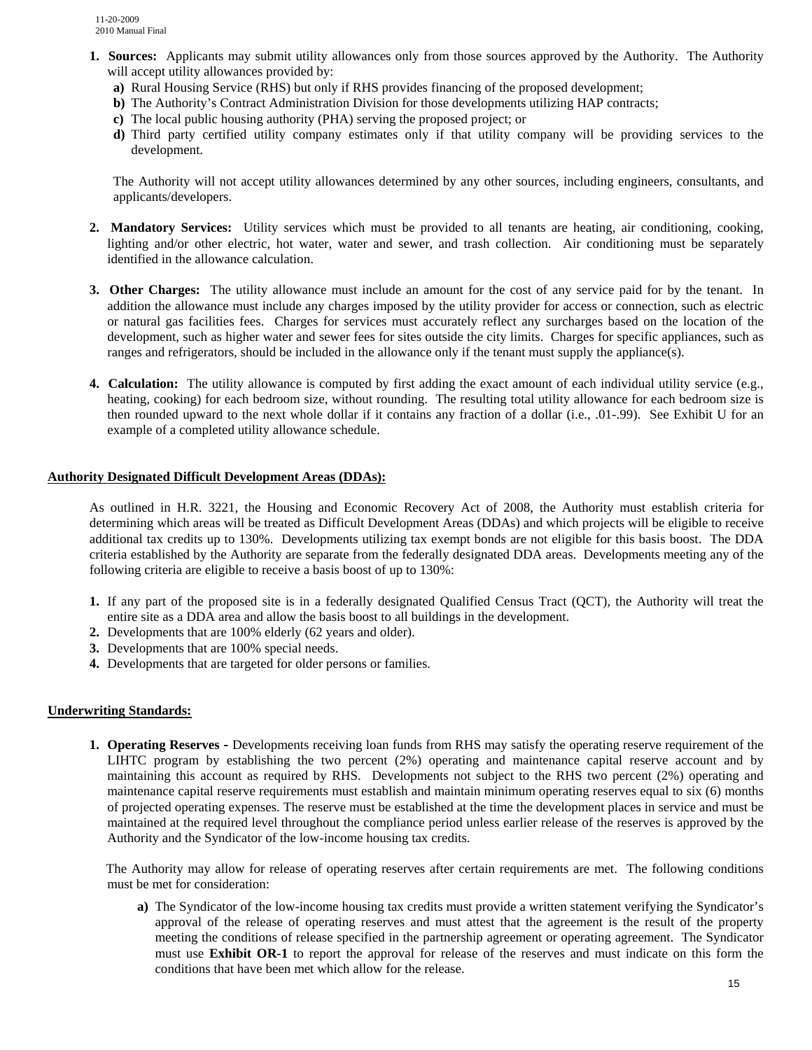1. **Sources:** Applicants may submit utility allowances only from those sources approved by the Authority. The Authority will accept utility allowances provided by:
   - **a)** Rural Housing Service (RHS) but only if RHS provides financing of the proposed development;
   - **b)** The Authority's Contract Administration Division for those developments utilizing HAP contracts;
   - **c)** The local public housing authority (PHA) serving the proposed project; or
   - **d)** Third party certified utility company estimates only if that utility company will be providing services to the development.

   The Authority will not accept utility allowances determined by any other sources, including engineers, consultants, and applicants/developers.

2. **Mandatory Services:** Utility services which must be provided to all tenants are heating, air conditioning, cooking, lighting and/or other electric, hot water, water and sewer, and trash collection. Air conditioning must be separately identified in the allowance calculation.

3. **Other Charges:** The utility allowance must include an amount for the cost of any service paid for by the tenant. In addition the allowance must include any charges imposed by the utility provider for access or connection, such as electric or natural gas facilities fees. Charges for services must accurately reflect any surcharges based on the location of the development, such as higher water and sewer fees for sites outside the city limits. Charges for specific appliances, such as ranges and refrigerators, should be included in the allowance only if the tenant must supply the appliance(s).

4. **Calculation:** The utility allowance is computed by first adding the exact amount of each individual utility service (e.g., heating, cooking) for each bedroom size, without rounding. The resulting total utility allowance for each bedroom size is then rounded upward to the next whole dollar if it contains any fraction of a dollar (i.e., .01-.99). See Exhibit U for an example of a completed utility allowance schedule.

## Authority Designated Difficult Development Areas (DDAs):

As outlined in H.R. 3221, the Housing and Economic Recovery Act of 2008, the Authority must establish criteria for determining which areas will be treated as Difficult Development Areas (DDAs) and which projects will be eligible to receive additional tax credits up to 130%. Developments utilizing tax exempt bonds are not eligible for this basis boost. The DDA criteria established by the Authority are separate from the federally designated DDA areas. Developments meeting any of the following criteria are eligible to receive a basis boost of up to 130%:

1. If any part of the proposed site is in a federally designated Qualified Census Tract (QCT), the Authority will treat the entire site as a DDA area and allow the basis boost to all buildings in the development.
2. Developments that are 100% elderly (62 years and older).
3. Developments that are 100% special needs.
4. Developments that are targeted for older persons or families.

## Underwriting Standards:

1. **Operating Reserves -** Developments receiving loan funds from RHS may satisfy the operating reserve requirement of the LIHTC program by establishing the two percent (2%) operating and maintenance capital reserve account and by maintaining this account as required by RHS. Developments not subject to the RHS two percent (2%) operating and maintenance capital reserve requirements must establish and maintain minimum operating reserves equal to six (6) months of projected operating expenses. The reserve must be established at the time the development places in service and must be maintained at the required level throughout the compliance period unless earlier release of the reserves is approved by the Authority and the Syndicator of the low-income housing tax credits.

   The Authority may allow for release of operating reserves after certain requirements are met. The following conditions must be met for consideration:

   - **a)** The Syndicator of the low-income housing tax credits must provide a written statement verifying the Syndicator's approval of the release of operating reserves and must attest that the agreement is the result of the property meeting the conditions of release specified in the partnership agreement or operating agreement. The Syndicator must use **Exhibit OR-1** to report the approval for release of the reserves and must indicate on this form the conditions that have been met which allow for the release.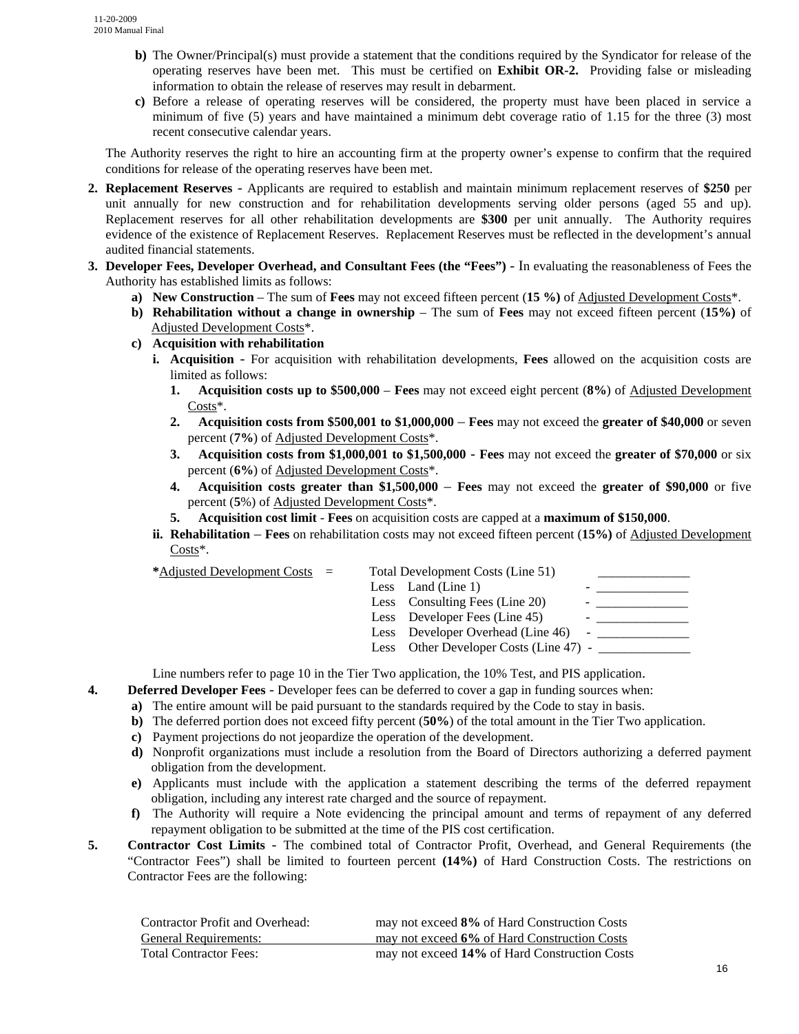b) The Owner/Principal(s) must provide a statement that the conditions required by the Syndicator for release of the operating reserves have been met. This must be certified on **Exhibit OR-2.** Providing false or misleading information to obtain the release of reserves may result in debarment.

c) Before a release of operating reserves will be considered, the property must have been placed in service a minimum of five (5) years and have maintained a minimum debt coverage ratio of 1.15 for the three (3) most recent consecutive calendar years.

The Authority reserves the right to hire an accounting firm at the property owner's expense to confirm that the required conditions for release of the operating reserves have been met.

2. **Replacement Reserves -** Applicants are required to establish and maintain minimum replacement reserves of **$250** per unit annually for new construction and for rehabilitation developments serving older persons (aged 55 and up). Replacement reserves for all other rehabilitation developments are **$300** per unit annually. The Authority requires evidence of the existence of Replacement Reserves. Replacement Reserves must be reflected in the development's annual audited financial statements.

3. **Developer Fees, Developer Overhead, and Consultant Fees (the "Fees") -** In evaluating the reasonableness of Fees the Authority has established limits as follows:
   - **a) New Construction** – The sum of **Fees** may not exceed fifteen percent (**15 %**) of Adjusted Development Costs*.
   - **b) Rehabilitation without a change in ownership** – The sum of **Fees** may not exceed fifteen percent (**15%)** of Adjusted Development Costs*.
   - **c) Acquisition with rehabilitation**
     - **i. Acquisition -** For acquisition with rehabilitation developments, **Fees** allowed on the acquisition costs are limited as follows:
       1. **Acquisition costs up to $500,000** – **Fees** may not exceed eight percent (**8%**) of Adjusted Development Costs*.
       2. **Acquisition costs from $500,001 to $1,000,000 – Fees** may not exceed the **greater of $40,000** or seven percent (**7%**) of Adjusted Development Costs*.
       3. **Acquisition costs from $1,000,001 to $1,500,000 - Fees** may not exceed the **greater of $70,000** or six percent (**6%**) of Adjusted Development Costs*.
       4. **Acquisition costs greater than $1,500,000 – Fees** may not exceed the **greater of $90,000** or five percent (**5**%) of Adjusted Development Costs*.
       5. **Acquisition cost limit** - **Fees** on acquisition costs are capped at a **maximum of $150,000**.
     - **ii. Rehabilitation – Fees** on rehabilitation costs may not exceed fifteen percent (**15%)** of Adjusted Development Costs*.

| | | | |
|---|---|---|---|
| ***Adjusted Development Costs** = | | Total Development Costs (Line 51) | ______________ |
| | Less | Land (Line 1) | - ______________ |
| | Less | Consulting Fees (Line 20) | - ______________ |
| | Less | Developer Fees (Line 45) | - ______________ |
| | Less | Developer Overhead (Line 46) | - ______________ |
| | Less | Other Developer Costs (Line 47) | - ______________ |

Line numbers refer to page 10 in the Tier Two application, the 10% Test, and PIS application.

4. **Deferred Developer Fees -** Developer fees can be deferred to cover a gap in funding sources when:
   - **a)** The entire amount will be paid pursuant to the standards required by the Code to stay in basis.
   - **b)** The deferred portion does not exceed fifty percent (**50%**) of the total amount in the Tier Two application.
   - **c)** Payment projections do not jeopardize the operation of the development.
   - **d)** Nonprofit organizations must include a resolution from the Board of Directors authorizing a deferred payment obligation from the development.
   - **e)** Applicants must include with the application a statement describing the terms of the deferred repayment obligation, including any interest rate charged and the source of repayment.
   - **f)** The Authority will require a Note evidencing the principal amount and terms of repayment of any deferred repayment obligation to be submitted at the time of the PIS cost certification.

5. **Contractor Cost Limits -** The combined total of Contractor Profit, Overhead, and General Requirements (the "Contractor Fees") shall be limited to fourteen percent **(14%)** of Hard Construction Costs. The restrictions on Contractor Fees are the following:

| | |
|---|---|
| Contractor Profit and Overhead: | may not exceed **8%** of Hard Construction Costs |
| General Requirements: | may not exceed **6%** of Hard Construction Costs |
| Total Contractor Fees: | may not exceed **14%** of Hard Construction Costs |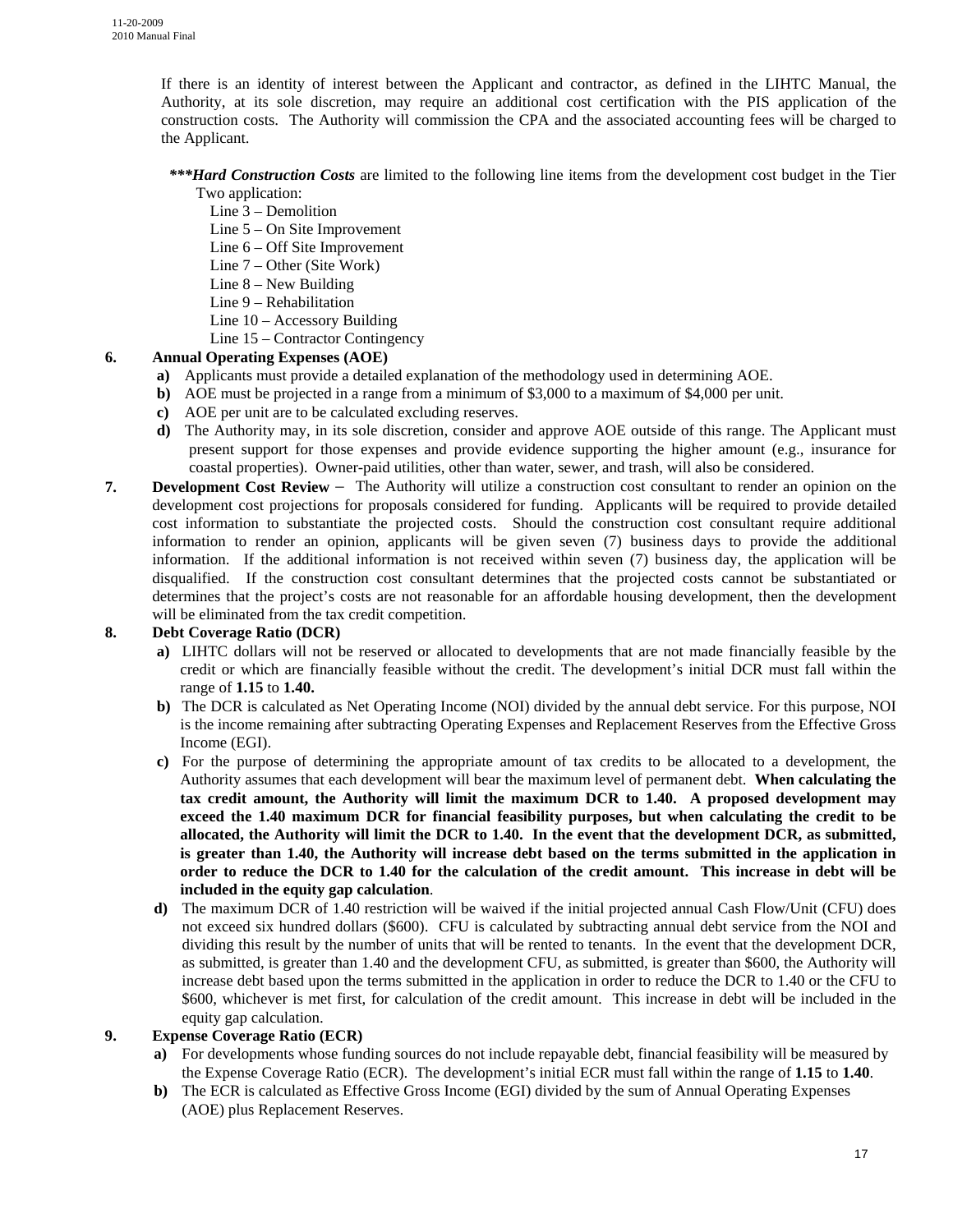If there is an identity of interest between the Applicant and contractor, as defined in the LIHTC Manual, the Authority, at its sole discretion, may require an additional cost certification with the PIS application of the construction costs. The Authority will commission the CPA and the associated accounting fees will be charged to the Applicant.

*****Hard Construction Costs*** are limited to the following line items from the development cost budget in the Tier Two application:

Line 3 – Demolition
Line 5 – On Site Improvement
Line 6 – Off Site Improvement
Line 7 – Other (Site Work)
Line 8 – New Building
Line 9 – Rehabilitation
Line 10 – Accessory Building
Line 15 – Contractor Contingency

**6. Annual Operating Expenses (AOE)**

- **a)** Applicants must provide a detailed explanation of the methodology used in determining AOE.
- **b)** AOE must be projected in a range from a minimum of $3,000 to a maximum of $4,000 per unit.
- **c)** AOE per unit are to be calculated excluding reserves.
- **d)** The Authority may, in its sole discretion, consider and approve AOE outside of this range. The Applicant must present support for those expenses and provide evidence supporting the higher amount (e.g., insurance for coastal properties). Owner-paid utilities, other than water, sewer, and trash, will also be considered.

**7. Development Cost Review** – The Authority will utilize a construction cost consultant to render an opinion on the development cost projections for proposals considered for funding. Applicants will be required to provide detailed cost information to substantiate the projected costs. Should the construction cost consultant require additional information to render an opinion, applicants will be given seven (7) business days to provide the additional information. If the additional information is not received within seven (7) business day, the application will be disqualified. If the construction cost consultant determines that the projected costs cannot be substantiated or determines that the project's costs are not reasonable for an affordable housing development, then the development will be eliminated from the tax credit competition.

**8. Debt Coverage Ratio (DCR)**

- **a)** LIHTC dollars will not be reserved or allocated to developments that are not made financially feasible by the credit or which are financially feasible without the credit. The development's initial DCR must fall within the range of **1.15** to **1.40.**
- **b)** The DCR is calculated as Net Operating Income (NOI) divided by the annual debt service. For this purpose, NOI is the income remaining after subtracting Operating Expenses and Replacement Reserves from the Effective Gross Income (EGI).
- **c)** For the purpose of determining the appropriate amount of tax credits to be allocated to a development, the Authority assumes that each development will bear the maximum level of permanent debt. **When calculating the tax credit amount, the Authority will limit the maximum DCR to 1.40. A proposed development may exceed the 1.40 maximum DCR for financial feasibility purposes, but when calculating the credit to be allocated, the Authority will limit the DCR to 1.40. In the event that the development DCR, as submitted, is greater than 1.40, the Authority will increase debt based on the terms submitted in the application in order to reduce the DCR to 1.40 for the calculation of the credit amount. This increase in debt will be included in the equity gap calculation**.
- **d)** The maximum DCR of 1.40 restriction will be waived if the initial projected annual Cash Flow/Unit (CFU) does not exceed six hundred dollars ($600). CFU is calculated by subtracting annual debt service from the NOI and dividing this result by the number of units that will be rented to tenants. In the event that the development DCR, as submitted, is greater than 1.40 and the development CFU, as submitted, is greater than $600, the Authority will increase debt based upon the terms submitted in the application in order to reduce the DCR to 1.40 or the CFU to $600, whichever is met first, for calculation of the credit amount. This increase in debt will be included in the equity gap calculation.

**9. Expense Coverage Ratio (ECR)**

- **a)** For developments whose funding sources do not include repayable debt, financial feasibility will be measured by the Expense Coverage Ratio (ECR). The development's initial ECR must fall within the range of **1.15** to **1.40**.
- **b)** The ECR is calculated as Effective Gross Income (EGI) divided by the sum of Annual Operating Expenses (AOE) plus Replacement Reserves.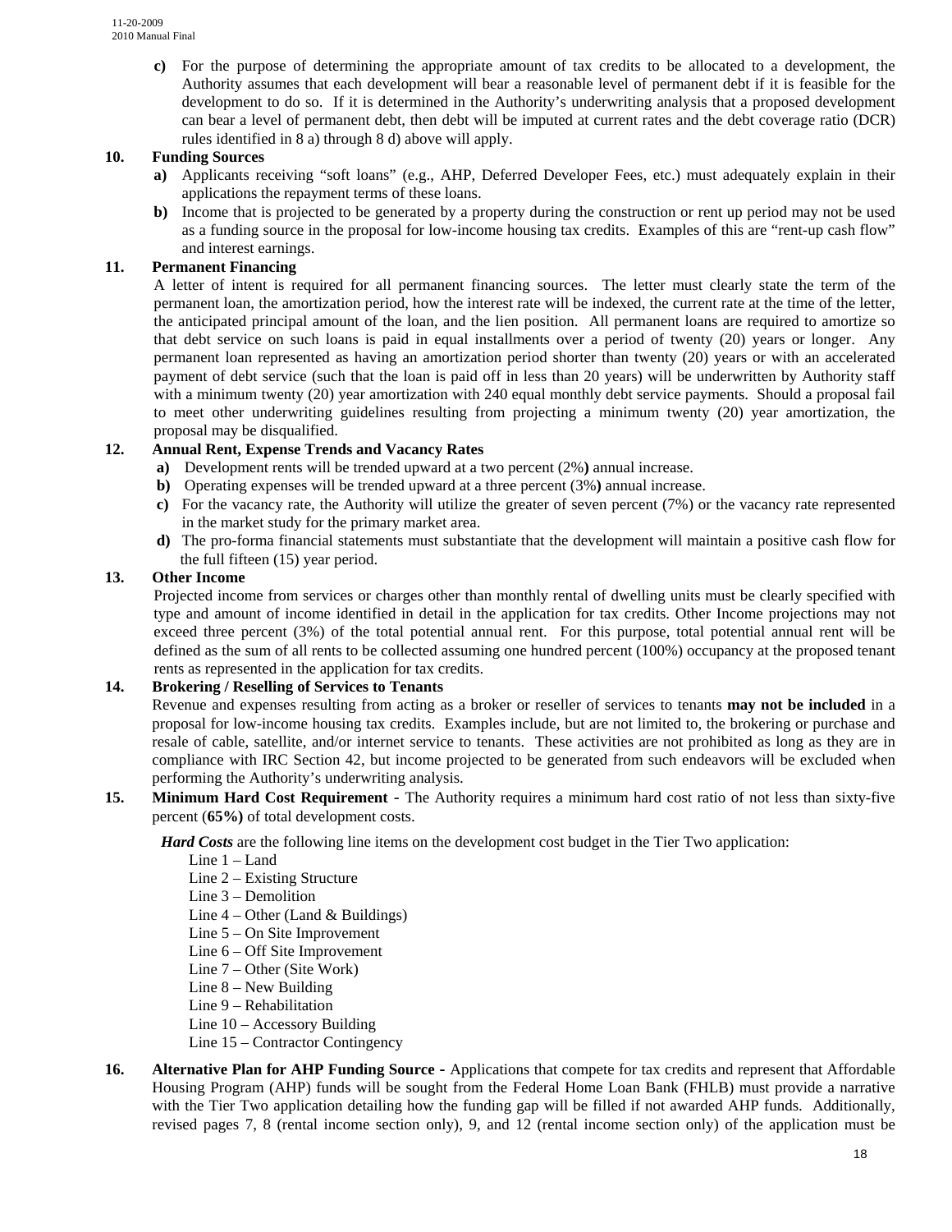**c)** For the purpose of determining the appropriate amount of tax credits to be allocated to a development, the Authority assumes that each development will bear a reasonable level of permanent debt if it is feasible for the development to do so. If it is determined in the Authority's underwriting analysis that a proposed development can bear a level of permanent debt, then debt will be imputed at current rates and the debt coverage ratio (DCR) rules identified in 8 a) through 8 d) above will apply.

**10. Funding Sources**

**a)** Applicants receiving "soft loans" (e.g., AHP, Deferred Developer Fees, etc.) must adequately explain in their applications the repayment terms of these loans.

**b)** Income that is projected to be generated by a property during the construction or rent up period may not be used as a funding source in the proposal for low-income housing tax credits. Examples of this are "rent-up cash flow" and interest earnings.

**11. Permanent Financing**

A letter of intent is required for all permanent financing sources. The letter must clearly state the term of the permanent loan, the amortization period, how the interest rate will be indexed, the current rate at the time of the letter, the anticipated principal amount of the loan, and the lien position. All permanent loans are required to amortize so that debt service on such loans is paid in equal installments over a period of twenty (20) years or longer. Any permanent loan represented as having an amortization period shorter than twenty (20) years or with an accelerated payment of debt service (such that the loan is paid off in less than 20 years) will be underwritten by Authority staff with a minimum twenty (20) year amortization with 240 equal monthly debt service payments. Should a proposal fail to meet other underwriting guidelines resulting from projecting a minimum twenty (20) year amortization, the proposal may be disqualified.

**12. Annual Rent, Expense Trends and Vacancy Rates**

**a)** Development rents will be trended upward at a two percent (2%) annual increase.

**b)** Operating expenses will be trended upward at a three percent (3%) annual increase.

**c)** For the vacancy rate, the Authority will utilize the greater of seven percent (7%) or the vacancy rate represented in the market study for the primary market area.

**d)** The pro-forma financial statements must substantiate that the development will maintain a positive cash flow for the full fifteen (15) year period.

**13. Other Income**

Projected income from services or charges other than monthly rental of dwelling units must be clearly specified with type and amount of income identified in detail in the application for tax credits. Other Income projections may not exceed three percent (3%) of the total potential annual rent. For this purpose, total potential annual rent will be defined as the sum of all rents to be collected assuming one hundred percent (100%) occupancy at the proposed tenant rents as represented in the application for tax credits.

**14. Brokering / Reselling of Services to Tenants**

Revenue and expenses resulting from acting as a broker or reseller of services to tenants **may not be included** in a proposal for low-income housing tax credits. Examples include, but are not limited to, the brokering or purchase and resale of cable, satellite, and/or internet service to tenants. These activities are not prohibited as long as they are in compliance with IRC Section 42, but income projected to be generated from such endeavors will be excluded when performing the Authority's underwriting analysis.

**15. Minimum Hard Cost Requirement -** The Authority requires a minimum hard cost ratio of not less than sixty-five percent (**65%)** of total development costs.

***Hard Costs*** are the following line items on the development cost budget in the Tier Two application:

Line 1 – Land
Line 2 – Existing Structure
Line 3 – Demolition
Line 4 – Other (Land & Buildings)
Line 5 – On Site Improvement
Line 6 – Off Site Improvement
Line 7 – Other (Site Work)
Line 8 – New Building
Line 9 – Rehabilitation
Line 10 – Accessory Building
Line 15 – Contractor Contingency

**16. Alternative Plan for AHP Funding Source -** Applications that compete for tax credits and represent that Affordable Housing Program (AHP) funds will be sought from the Federal Home Loan Bank (FHLB) must provide a narrative with the Tier Two application detailing how the funding gap will be filled if not awarded AHP funds. Additionally, revised pages 7, 8 (rental income section only), 9, and 12 (rental income section only) of the application must be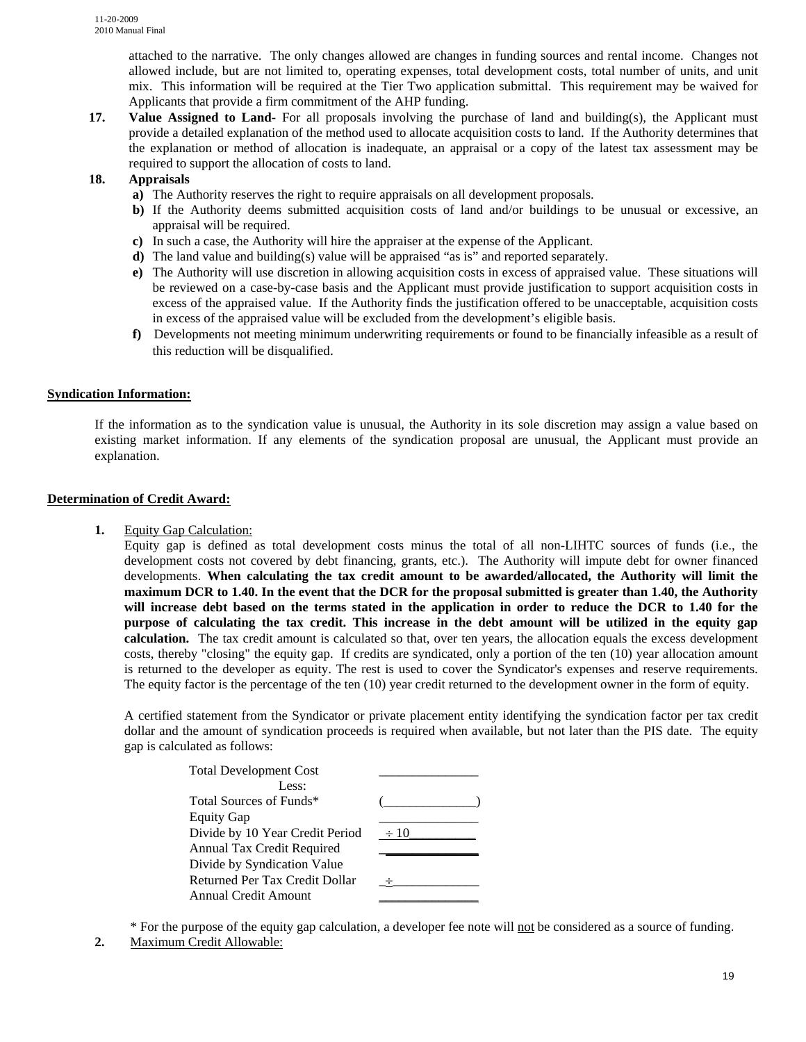attached to the narrative. The only changes allowed are changes in funding sources and rental income. Changes not allowed include, but are not limited to, operating expenses, total development costs, total number of units, and unit mix. This information will be required at the Tier Two application submittal. This requirement may be waived for Applicants that provide a firm commitment of the AHP funding.

17. **Value Assigned to Land**- For all proposals involving the purchase of land and building(s), the Applicant must provide a detailed explanation of the method used to allocate acquisition costs to land. If the Authority determines that the explanation or method of allocation is inadequate, an appraisal or a copy of the latest tax assessment may be required to support the allocation of costs to land.

18. **Appraisals**
   - **a)** The Authority reserves the right to require appraisals on all development proposals.
   - **b)** If the Authority deems submitted acquisition costs of land and/or buildings to be unusual or excessive, an appraisal will be required.
   - **c)** In such a case, the Authority will hire the appraiser at the expense of the Applicant.
   - **d)** The land value and building(s) value will be appraised "as is" and reported separately.
   - **e)** The Authority will use discretion in allowing acquisition costs in excess of appraised value. These situations will be reviewed on a case-by-case basis and the Applicant must provide justification to support acquisition costs in excess of the appraised value. If the Authority finds the justification offered to be unacceptable, acquisition costs in excess of the appraised value will be excluded from the development's eligible basis.
   - **f)** Developments not meeting minimum underwriting requirements or found to be financially infeasible as a result of this reduction will be disqualified.

**Syndication Information:**

If the information as to the syndication value is unusual, the Authority in its sole discretion may assign a value based on existing market information. If any elements of the syndication proposal are unusual, the Applicant must provide an explanation.

**Determination of Credit Award:**

1. Equity Gap Calculation:
   Equity gap is defined as total development costs minus the total of all non-LIHTC sources of funds (i.e., the development costs not covered by debt financing, grants, etc.). The Authority will impute debt for owner financed developments. **When calculating the tax credit amount to be awarded/allocated, the Authority will limit the maximum DCR to 1.40. In the event that the DCR for the proposal submitted is greater than 1.40, the Authority will increase debt based on the terms stated in the application in order to reduce the DCR to 1.40 for the purpose of calculating the tax credit. This increase in the debt amount will be utilized in the equity gap calculation.** The tax credit amount is calculated so that, over ten years, the allocation equals the excess development costs, thereby "closing" the equity gap. If credits are syndicated, only a portion of the ten (10) year allocation amount is returned to the developer as equity. The rest is used to cover the Syndicator's expenses and reserve requirements. The equity factor is the percentage of the ten (10) year credit returned to the development owner in the form of equity.

   A certified statement from the Syndicator or private placement entity identifying the syndication factor per tax credit dollar and the amount of syndication proceeds is required when available, but not later than the PIS date. The equity gap is calculated as follows:

| | |
|---|---|
| Total Development Cost | _______________ |
| Less: | |
| Total Sources of Funds* | (______________) |
| Equity Gap | _______________ |
| Divide by 10 Year Credit Period | ÷ 10__________ |
| Annual Tax Credit Required | _______________ |
| Divide by Syndication Value Returned Per Tax Credit Dollar | ÷_____________ |
| Annual Credit Amount | _______________ |

   \* For the purpose of the equity gap calculation, a developer fee note will not be considered as a source of funding.

2. Maximum Credit Allowable: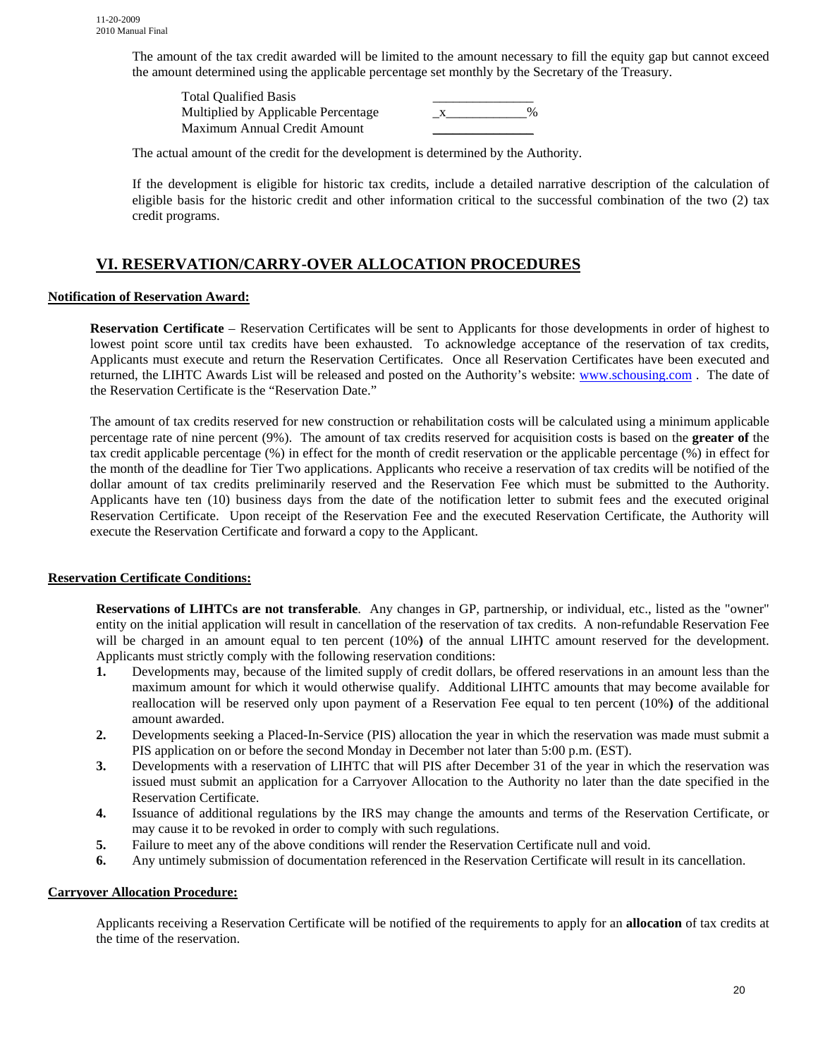The amount of the tax credit awarded will be limited to the amount necessary to fill the equity gap but cannot exceed the amount determined using the applicable percentage set monthly by the Secretary of the Treasury.

| | |
|---|---|
| Total Qualified Basis | _______________ |
| Multiplied by Applicable Percentage | _x____________% |
| Maximum Annual Credit Amount | _______________ |

The actual amount of the credit for the development is determined by the Authority.

If the development is eligible for historic tax credits, include a detailed narrative description of the calculation of eligible basis for the historic credit and other information critical to the successful combination of the two (2) tax credit programs.

## VI. RESERVATION/CARRY-OVER ALLOCATION PROCEDURES

### Notification of Reservation Award:

**Reservation Certificate** – Reservation Certificates will be sent to Applicants for those developments in order of highest to lowest point score until tax credits have been exhausted. To acknowledge acceptance of the reservation of tax credits, Applicants must execute and return the Reservation Certificates. Once all Reservation Certificates have been executed and returned, the LIHTC Awards List will be released and posted on the Authority's website: www.schousing.com . The date of the Reservation Certificate is the "Reservation Date."

The amount of tax credits reserved for new construction or rehabilitation costs will be calculated using a minimum applicable percentage rate of nine percent (9%). The amount of tax credits reserved for acquisition costs is based on the **greater of** the tax credit applicable percentage (%) in effect for the month of credit reservation or the applicable percentage (%) in effect for the month of the deadline for Tier Two applications. Applicants who receive a reservation of tax credits will be notified of the dollar amount of tax credits preliminarily reserved and the Reservation Fee which must be submitted to the Authority. Applicants have ten (10) business days from the date of the notification letter to submit fees and the executed original Reservation Certificate. Upon receipt of the Reservation Fee and the executed Reservation Certificate, the Authority will execute the Reservation Certificate and forward a copy to the Applicant.

### Reservation Certificate Conditions:

**Reservations of LIHTCs are not transferable**. Any changes in GP, partnership, or individual, etc., listed as the "owner" entity on the initial application will result in cancellation of the reservation of tax credits. A non-refundable Reservation Fee will be charged in an amount equal to ten percent (10%**)** of the annual LIHTC amount reserved for the development. Applicants must strictly comply with the following reservation conditions:

1. Developments may, because of the limited supply of credit dollars, be offered reservations in an amount less than the maximum amount for which it would otherwise qualify. Additional LIHTC amounts that may become available for reallocation will be reserved only upon payment of a Reservation Fee equal to ten percent (10%**)** of the additional amount awarded.
2. Developments seeking a Placed-In-Service (PIS) allocation the year in which the reservation was made must submit a PIS application on or before the second Monday in December not later than 5:00 p.m. (EST).
3. Developments with a reservation of LIHTC that will PIS after December 31 of the year in which the reservation was issued must submit an application for a Carryover Allocation to the Authority no later than the date specified in the Reservation Certificate.
4. Issuance of additional regulations by the IRS may change the amounts and terms of the Reservation Certificate, or may cause it to be revoked in order to comply with such regulations.
5. Failure to meet any of the above conditions will render the Reservation Certificate null and void.
6. Any untimely submission of documentation referenced in the Reservation Certificate will result in its cancellation.

### Carryover Allocation Procedure:

Applicants receiving a Reservation Certificate will be notified of the requirements to apply for an **allocation** of tax credits at the time of the reservation.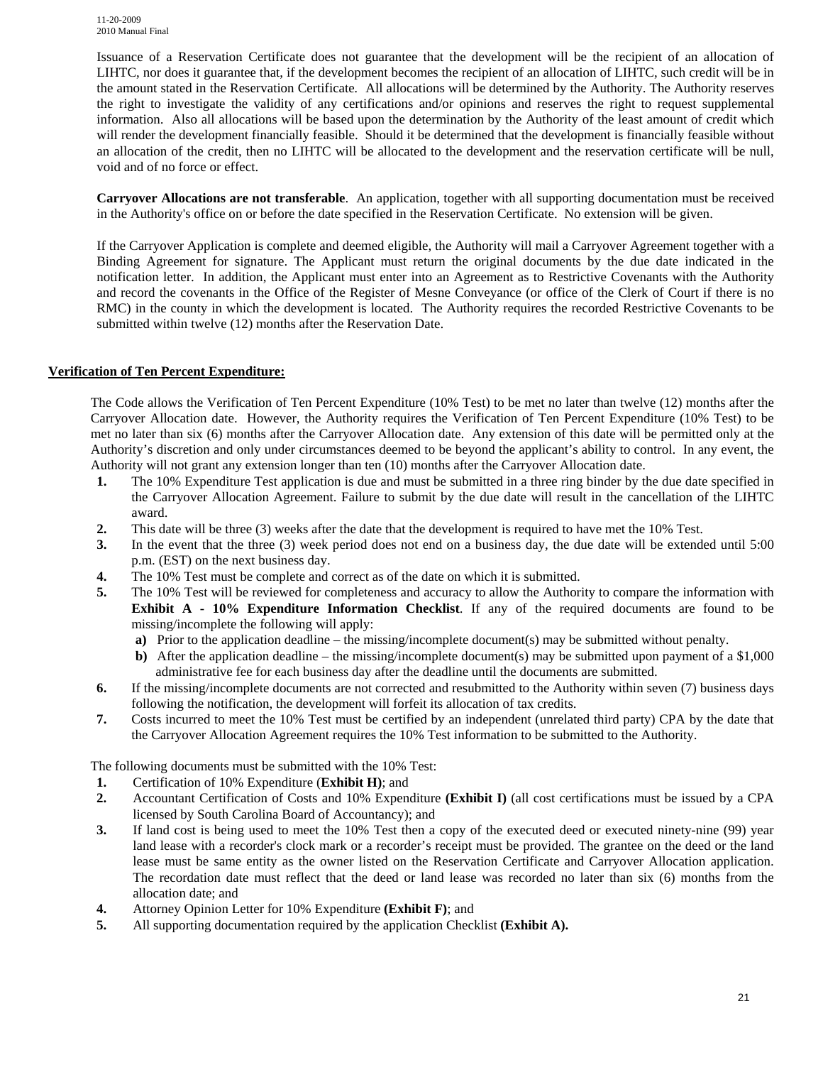Issuance of a Reservation Certificate does not guarantee that the development will be the recipient of an allocation of LIHTC, nor does it guarantee that, if the development becomes the recipient of an allocation of LIHTC, such credit will be in the amount stated in the Reservation Certificate. All allocations will be determined by the Authority. The Authority reserves the right to investigate the validity of any certifications and/or opinions and reserves the right to request supplemental information. Also all allocations will be based upon the determination by the Authority of the least amount of credit which will render the development financially feasible. Should it be determined that the development is financially feasible without an allocation of the credit, then no LIHTC will be allocated to the development and the reservation certificate will be null, void and of no force or effect.

**Carryover Allocations are not transferable**. An application, together with all supporting documentation must be received in the Authority's office on or before the date specified in the Reservation Certificate. No extension will be given.

If the Carryover Application is complete and deemed eligible, the Authority will mail a Carryover Agreement together with a Binding Agreement for signature. The Applicant must return the original documents by the due date indicated in the notification letter. In addition, the Applicant must enter into an Agreement as to Restrictive Covenants with the Authority and record the covenants in the Office of the Register of Mesne Conveyance (or office of the Clerk of Court if there is no RMC) in the county in which the development is located. The Authority requires the recorded Restrictive Covenants to be submitted within twelve (12) months after the Reservation Date.

## Verification of Ten Percent Expenditure:

The Code allows the Verification of Ten Percent Expenditure (10% Test) to be met no later than twelve (12) months after the Carryover Allocation date. However, the Authority requires the Verification of Ten Percent Expenditure (10% Test) to be met no later than six (6) months after the Carryover Allocation date. Any extension of this date will be permitted only at the Authority's discretion and only under circumstances deemed to be beyond the applicant's ability to control. In any event, the Authority will not grant any extension longer than ten (10) months after the Carryover Allocation date.

1. The 10% Expenditure Test application is due and must be submitted in a three ring binder by the due date specified in the Carryover Allocation Agreement. Failure to submit by the due date will result in the cancellation of the LIHTC award.
2. This date will be three (3) weeks after the date that the development is required to have met the 10% Test.
3. In the event that the three (3) week period does not end on a business day, the due date will be extended until 5:00 p.m. (EST) on the next business day.
4. The 10% Test must be complete and correct as of the date on which it is submitted.
5. The 10% Test will be reviewed for completeness and accuracy to allow the Authority to compare the information with **Exhibit A - 10% Expenditure Information Checklist**. If any of the required documents are found to be missing/incomplete the following will apply:
   - **a)** Prior to the application deadline – the missing/incomplete document(s) may be submitted without penalty.
   - **b)** After the application deadline – the missing/incomplete document(s) may be submitted upon payment of a $1,000 administrative fee for each business day after the deadline until the documents are submitted.
6. If the missing/incomplete documents are not corrected and resubmitted to the Authority within seven (7) business days following the notification, the development will forfeit its allocation of tax credits.
7. Costs incurred to meet the 10% Test must be certified by an independent (unrelated third party) CPA by the date that the Carryover Allocation Agreement requires the 10% Test information to be submitted to the Authority.

The following documents must be submitted with the 10% Test:

1. Certification of 10% Expenditure (**Exhibit H)**; and
2. Accountant Certification of Costs and 10% Expenditure **(Exhibit I)** (all cost certifications must be issued by a CPA licensed by South Carolina Board of Accountancy); and
3. If land cost is being used to meet the 10% Test then a copy of the executed deed or executed ninety-nine (99) year land lease with a recorder's clock mark or a recorder's receipt must be provided. The grantee on the deed or the land lease must be same entity as the owner listed on the Reservation Certificate and Carryover Allocation application. The recordation date must reflect that the deed or land lease was recorded no later than six (6) months from the allocation date; and
4. Attorney Opinion Letter for 10% Expenditure **(Exhibit F)**; and
5. All supporting documentation required by the application Checklist **(Exhibit A).**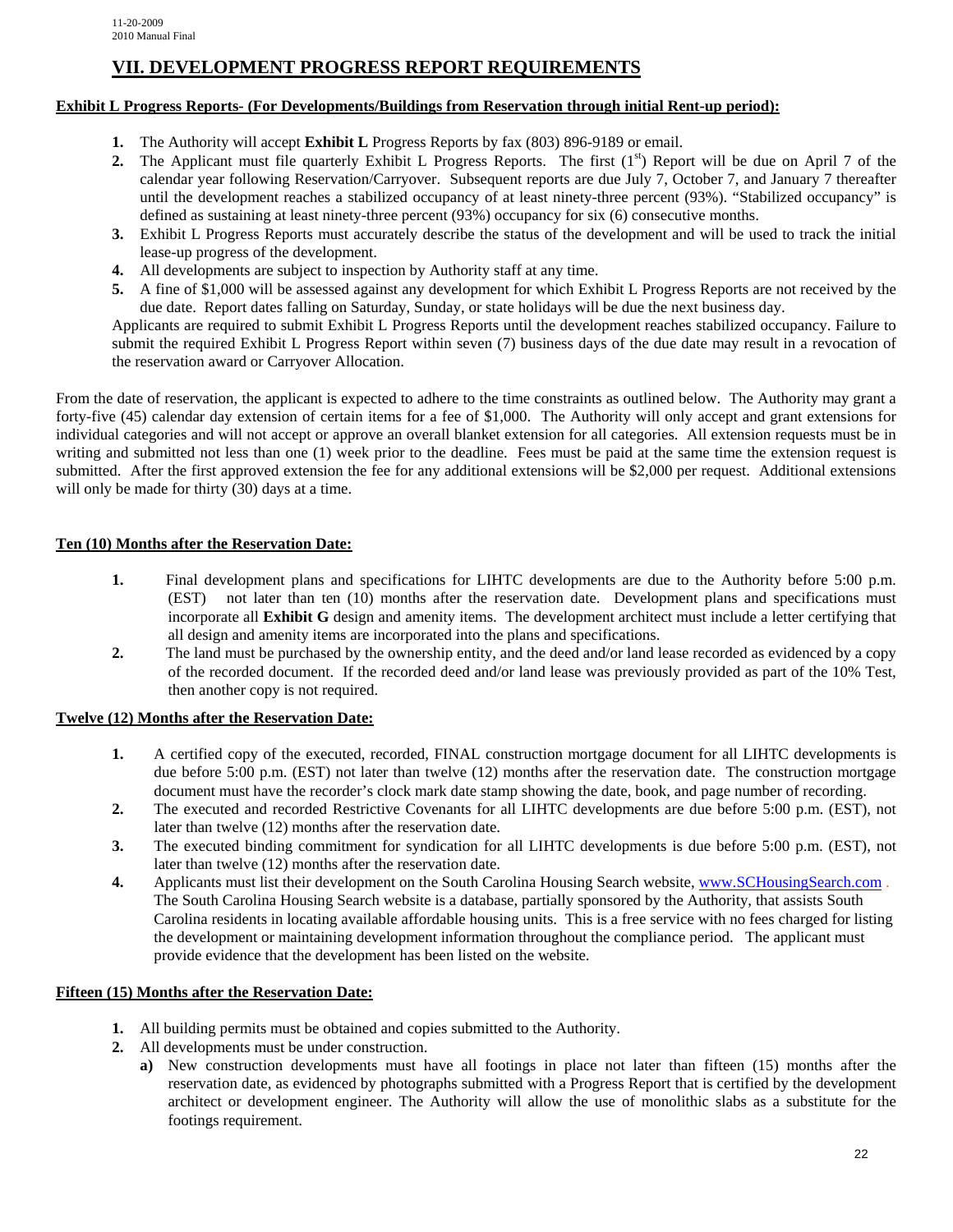# VII. DEVELOPMENT PROGRESS REPORT REQUIREMENTS

**Exhibit L Progress Reports- (For Developments/Buildings from Reservation through initial Rent-up period):**

1. The Authority will accept **Exhibit L** Progress Reports by fax (803) 896-9189 or email.
2. The Applicant must file quarterly Exhibit L Progress Reports. The first (1st) Report will be due on April 7 of the calendar year following Reservation/Carryover. Subsequent reports are due July 7, October 7, and January 7 thereafter until the development reaches a stabilized occupancy of at least ninety-three percent (93%). "Stabilized occupancy" is defined as sustaining at least ninety-three percent (93%) occupancy for six (6) consecutive months.
3. Exhibit L Progress Reports must accurately describe the status of the development and will be used to track the initial lease-up progress of the development.
4. All developments are subject to inspection by Authority staff at any time.
5. A fine of $1,000 will be assessed against any development for which Exhibit L Progress Reports are not received by the due date. Report dates falling on Saturday, Sunday, or state holidays will be due the next business day.

Applicants are required to submit Exhibit L Progress Reports until the development reaches stabilized occupancy. Failure to submit the required Exhibit L Progress Report within seven (7) business days of the due date may result in a revocation of the reservation award or Carryover Allocation.

From the date of reservation, the applicant is expected to adhere to the time constraints as outlined below. The Authority may grant a forty-five (45) calendar day extension of certain items for a fee of $1,000. The Authority will only accept and grant extensions for individual categories and will not accept or approve an overall blanket extension for all categories. All extension requests must be in writing and submitted not less than one (1) week prior to the deadline. Fees must be paid at the same time the extension request is submitted. After the first approved extension the fee for any additional extensions will be $2,000 per request. Additional extensions will only be made for thirty (30) days at a time.

**Ten (10) Months after the Reservation Date:**

1. Final development plans and specifications for LIHTC developments are due to the Authority before 5:00 p.m. (EST) not later than ten (10) months after the reservation date. Development plans and specifications must incorporate all **Exhibit G** design and amenity items. The development architect must include a letter certifying that all design and amenity items are incorporated into the plans and specifications.
2. The land must be purchased by the ownership entity, and the deed and/or land lease recorded as evidenced by a copy of the recorded document. If the recorded deed and/or land lease was previously provided as part of the 10% Test, then another copy is not required.

**Twelve (12) Months after the Reservation Date:**

1. A certified copy of the executed, recorded, FINAL construction mortgage document for all LIHTC developments is due before 5:00 p.m. (EST) not later than twelve (12) months after the reservation date. The construction mortgage document must have the recorder's clock mark date stamp showing the date, book, and page number of recording.
2. The executed and recorded Restrictive Covenants for all LIHTC developments are due before 5:00 p.m. (EST), not later than twelve (12) months after the reservation date.
3. The executed binding commitment for syndication for all LIHTC developments is due before 5:00 p.m. (EST), not later than twelve (12) months after the reservation date.
4. Applicants must list their development on the South Carolina Housing Search website, www.SCHousingSearch.com . The South Carolina Housing Search website is a database, partially sponsored by the Authority, that assists South Carolina residents in locating available affordable housing units. This is a free service with no fees charged for listing the development or maintaining development information throughout the compliance period. The applicant must provide evidence that the development has been listed on the website.

**Fifteen (15) Months after the Reservation Date:**

1. All building permits must be obtained and copies submitted to the Authority.
2. All developments must be under construction.
   a) New construction developments must have all footings in place not later than fifteen (15) months after the reservation date, as evidenced by photographs submitted with a Progress Report that is certified by the development architect or development engineer. The Authority will allow the use of monolithic slabs as a substitute for the footings requirement.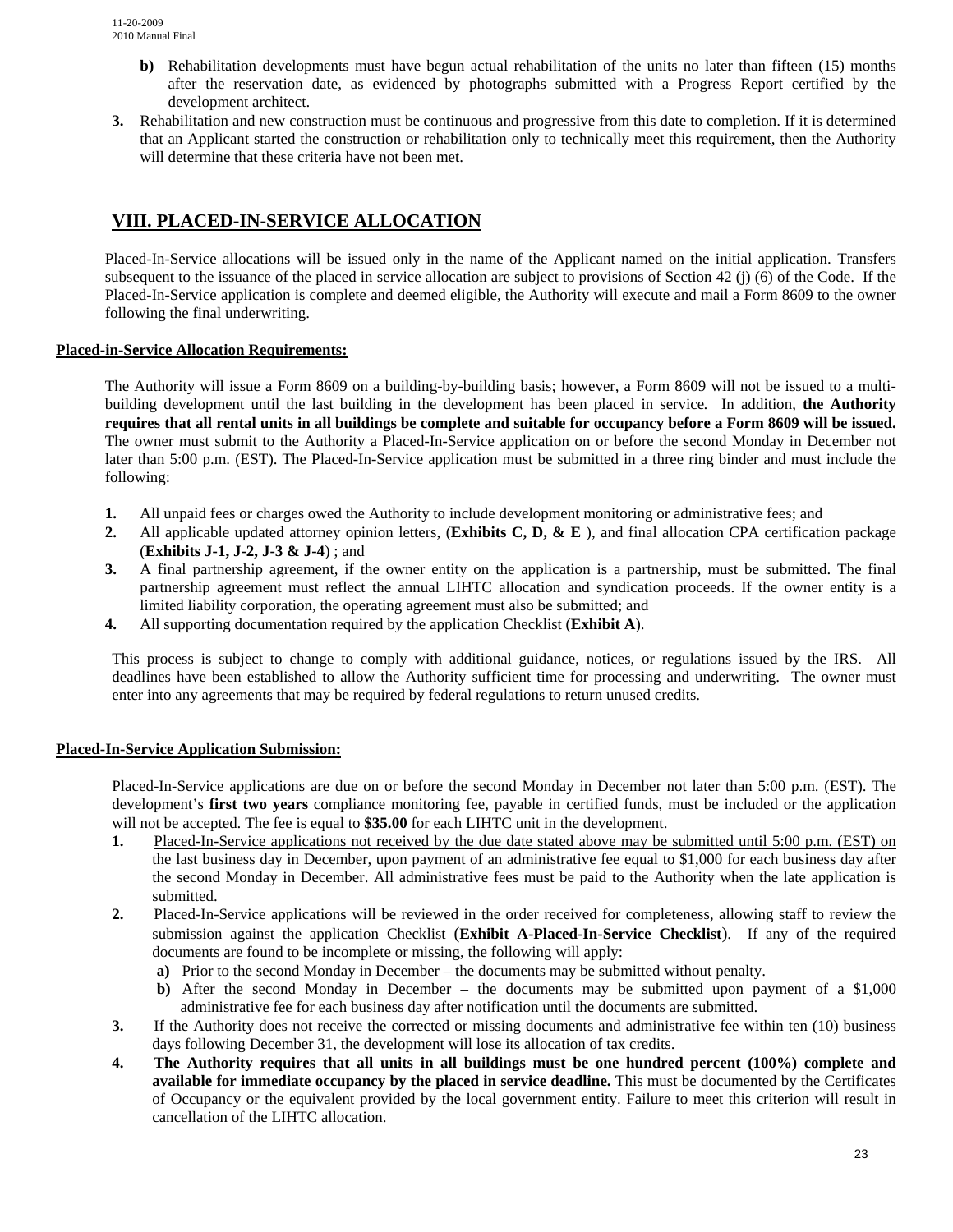**b)** Rehabilitation developments must have begun actual rehabilitation of the units no later than fifteen (15) months after the reservation date, as evidenced by photographs submitted with a Progress Report certified by the development architect.

**3.** Rehabilitation and new construction must be continuous and progressive from this date to completion. If it is determined that an Applicant started the construction or rehabilitation only to technically meet this requirement, then the Authority will determine that these criteria have not been met.

## VIII. PLACED-IN-SERVICE ALLOCATION

Placed-In-Service allocations will be issued only in the name of the Applicant named on the initial application. Transfers subsequent to the issuance of the placed in service allocation are subject to provisions of Section 42 (j) (6) of the Code. If the Placed-In-Service application is complete and deemed eligible, the Authority will execute and mail a Form 8609 to the owner following the final underwriting.

**Placed-in-Service Allocation Requirements:**

The Authority will issue a Form 8609 on a building-by-building basis; however, a Form 8609 will not be issued to a multi-building development until the last building in the development has been placed in service. In addition, **the Authority requires that all rental units in all buildings be complete and suitable for occupancy before a Form 8609 will be issued.** The owner must submit to the Authority a Placed-In-Service application on or before the second Monday in December not later than 5:00 p.m. (EST). The Placed-In-Service application must be submitted in a three ring binder and must include the following:

1. All unpaid fees or charges owed the Authority to include development monitoring or administrative fees; and
2. All applicable updated attorney opinion letters, (**Exhibits C, D, & E** ), and final allocation CPA certification package (**Exhibits J-1, J-2, J-3 & J-4**) ; and
3. A final partnership agreement, if the owner entity on the application is a partnership, must be submitted. The final partnership agreement must reflect the annual LIHTC allocation and syndication proceeds. If the owner entity is a limited liability corporation, the operating agreement must also be submitted; and
4. All supporting documentation required by the application Checklist (**Exhibit A**).

This process is subject to change to comply with additional guidance, notices, or regulations issued by the IRS. All deadlines have been established to allow the Authority sufficient time for processing and underwriting. The owner must enter into any agreements that may be required by federal regulations to return unused credits.

**Placed-In-Service Application Submission:**

Placed-In-Service applications are due on or before the second Monday in December not later than 5:00 p.m. (EST). The development's **first two years** compliance monitoring fee, payable in certified funds, must be included or the application will not be accepted. The fee is equal to **$35.00** for each LIHTC unit in the development.

1. Placed-In-Service applications not received by the due date stated above may be submitted until 5:00 p.m. (EST) on the last business day in December, upon payment of an administrative fee equal to $1,000 for each business day after the second Monday in December. All administrative fees must be paid to the Authority when the late application is submitted.
2. Placed-In-Service applications will be reviewed in the order received for completeness, allowing staff to review the submission against the application Checklist (**Exhibit A-Placed-In-Service Checklist**). If any of the required documents are found to be incomplete or missing, the following will apply:
   - **a)** Prior to the second Monday in December – the documents may be submitted without penalty.
   - **b)** After the second Monday in December – the documents may be submitted upon payment of a $1,000 administrative fee for each business day after notification until the documents are submitted.
3. If the Authority does not receive the corrected or missing documents and administrative fee within ten (10) business days following December 31, the development will lose its allocation of tax credits.
4. **The Authority requires that all units in all buildings must be one hundred percent (100%) complete and available for immediate occupancy by the placed in service deadline.** This must be documented by the Certificates of Occupancy or the equivalent provided by the local government entity. Failure to meet this criterion will result in cancellation of the LIHTC allocation.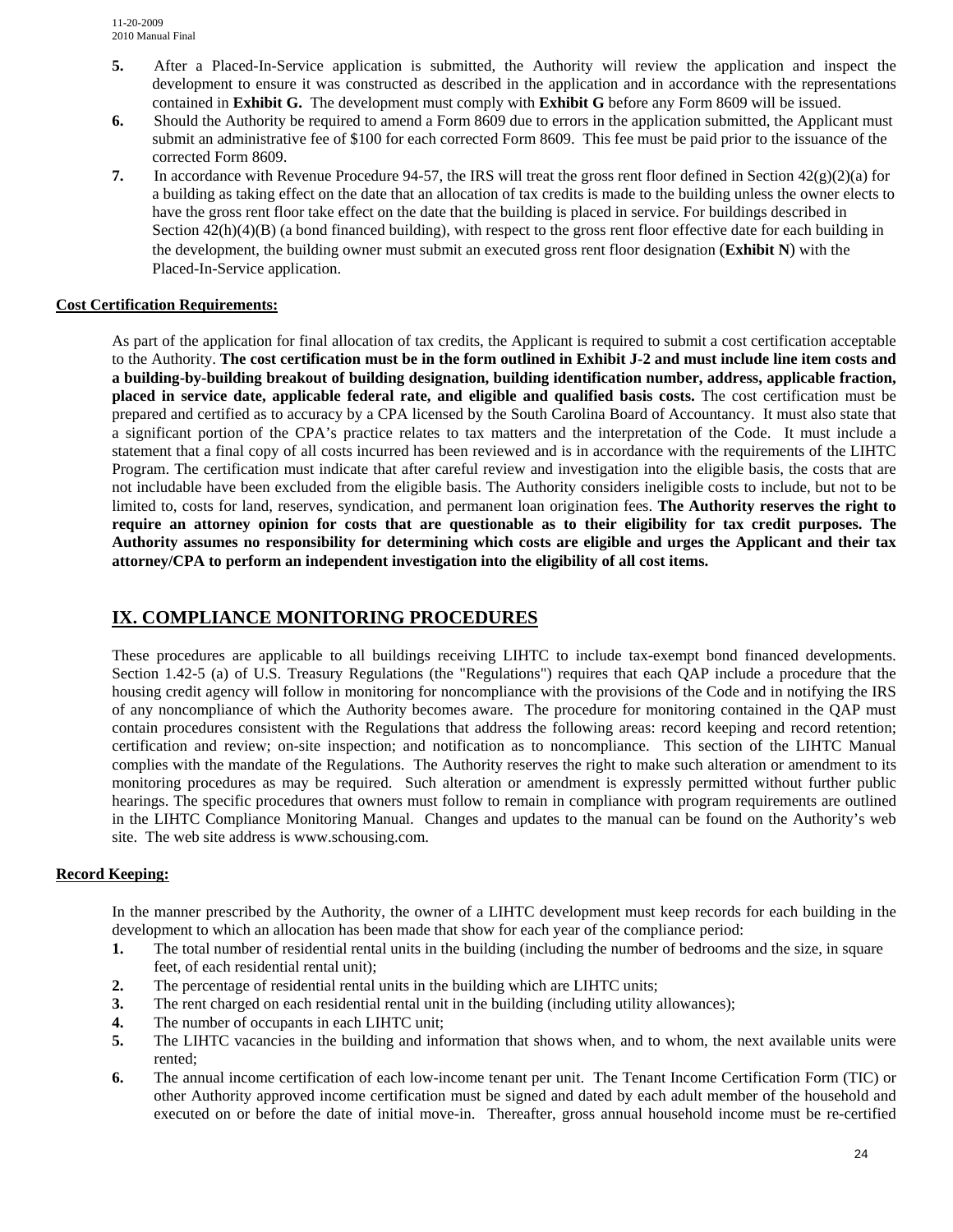**5.** After a Placed-In-Service application is submitted, the Authority will review the application and inspect the development to ensure it was constructed as described in the application and in accordance with the representations contained in **Exhibit G.** The development must comply with **Exhibit G** before any Form 8609 will be issued.

**6.** Should the Authority be required to amend a Form 8609 due to errors in the application submitted, the Applicant must submit an administrative fee of $100 for each corrected Form 8609. This fee must be paid prior to the issuance of the corrected Form 8609.

**7.** In accordance with Revenue Procedure 94-57, the IRS will treat the gross rent floor defined in Section 42(g)(2)(a) for a building as taking effect on the date that an allocation of tax credits is made to the building unless the owner elects to have the gross rent floor take effect on the date that the building is placed in service. For buildings described in Section 42(h)(4)(B) (a bond financed building), with respect to the gross rent floor effective date for each building in the development, the building owner must submit an executed gross rent floor designation (**Exhibit N**) with the Placed-In-Service application.

**Cost Certification Requirements:**

As part of the application for final allocation of tax credits, the Applicant is required to submit a cost certification acceptable to the Authority. **The cost certification must be in the form outlined in Exhibit J-2 and must include line item costs and a building-by-building breakout of building designation, building identification number, address, applicable fraction, placed in service date, applicable federal rate, and eligible and qualified basis costs.** The cost certification must be prepared and certified as to accuracy by a CPA licensed by the South Carolina Board of Accountancy. It must also state that a significant portion of the CPA's practice relates to tax matters and the interpretation of the Code. It must include a statement that a final copy of all costs incurred has been reviewed and is in accordance with the requirements of the LIHTC Program. The certification must indicate that after careful review and investigation into the eligible basis, the costs that are not includable have been excluded from the eligible basis. The Authority considers ineligible costs to include, but not to be limited to, costs for land, reserves, syndication, and permanent loan origination fees. **The Authority reserves the right to require an attorney opinion for costs that are questionable as to their eligibility for tax credit purposes. The Authority assumes no responsibility for determining which costs are eligible and urges the Applicant and their tax attorney/CPA to perform an independent investigation into the eligibility of all cost items.**

## IX. COMPLIANCE MONITORING PROCEDURES

These procedures are applicable to all buildings receiving LIHTC to include tax-exempt bond financed developments. Section 1.42-5 (a) of U.S. Treasury Regulations (the "Regulations") requires that each QAP include a procedure that the housing credit agency will follow in monitoring for noncompliance with the provisions of the Code and in notifying the IRS of any noncompliance of which the Authority becomes aware. The procedure for monitoring contained in the QAP must contain procedures consistent with the Regulations that address the following areas: record keeping and record retention; certification and review; on-site inspection; and notification as to noncompliance. This section of the LIHTC Manual complies with the mandate of the Regulations. The Authority reserves the right to make such alteration or amendment to its monitoring procedures as may be required. Such alteration or amendment is expressly permitted without further public hearings. The specific procedures that owners must follow to remain in compliance with program requirements are outlined in the LIHTC Compliance Monitoring Manual. Changes and updates to the manual can be found on the Authority's web site. The web site address is www.schousing.com.

**Record Keeping:**

In the manner prescribed by the Authority, the owner of a LIHTC development must keep records for each building in the development to which an allocation has been made that show for each year of the compliance period:

**1.** The total number of residential rental units in the building (including the number of bedrooms and the size, in square feet, of each residential rental unit);

**2.** The percentage of residential rental units in the building which are LIHTC units;

**3.** The rent charged on each residential rental unit in the building (including utility allowances);

**4.** The number of occupants in each LIHTC unit;

**5.** The LIHTC vacancies in the building and information that shows when, and to whom, the next available units were rented;

**6.** The annual income certification of each low-income tenant per unit. The Tenant Income Certification Form (TIC) or other Authority approved income certification must be signed and dated by each adult member of the household and executed on or before the date of initial move-in. Thereafter, gross annual household income must be re-certified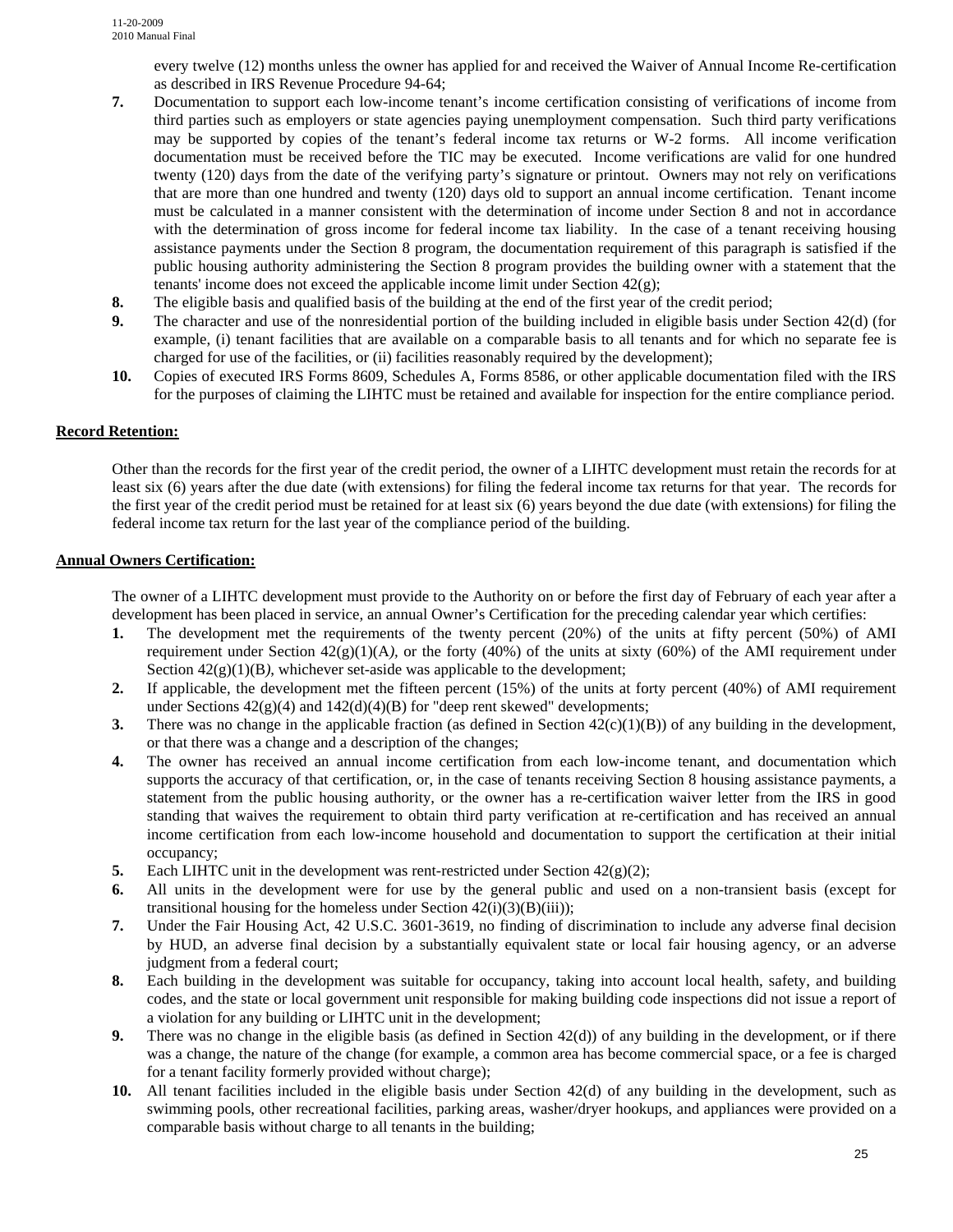every twelve (12) months unless the owner has applied for and received the Waiver of Annual Income Re-certification as described in IRS Revenue Procedure 94-64;

**7.** Documentation to support each low-income tenant's income certification consisting of verifications of income from third parties such as employers or state agencies paying unemployment compensation. Such third party verifications may be supported by copies of the tenant's federal income tax returns or W-2 forms. All income verification documentation must be received before the TIC may be executed. Income verifications are valid for one hundred twenty (120) days from the date of the verifying party's signature or printout. Owners may not rely on verifications that are more than one hundred and twenty (120) days old to support an annual income certification. Tenant income must be calculated in a manner consistent with the determination of income under Section 8 and not in accordance with the determination of gross income for federal income tax liability. In the case of a tenant receiving housing assistance payments under the Section 8 program, the documentation requirement of this paragraph is satisfied if the public housing authority administering the Section 8 program provides the building owner with a statement that the tenants' income does not exceed the applicable income limit under Section 42(g);

**8.** The eligible basis and qualified basis of the building at the end of the first year of the credit period;

**9.** The character and use of the nonresidential portion of the building included in eligible basis under Section 42(d) (for example, (i) tenant facilities that are available on a comparable basis to all tenants and for which no separate fee is charged for use of the facilities, or (ii) facilities reasonably required by the development);

**10.** Copies of executed IRS Forms 8609, Schedules A, Forms 8586, or other applicable documentation filed with the IRS for the purposes of claiming the LIHTC must be retained and available for inspection for the entire compliance period.

**Record Retention:**

Other than the records for the first year of the credit period, the owner of a LIHTC development must retain the records for at least six (6) years after the due date (with extensions) for filing the federal income tax returns for that year. The records for the first year of the credit period must be retained for at least six (6) years beyond the due date (with extensions) for filing the federal income tax return for the last year of the compliance period of the building.

**Annual Owners Certification:**

The owner of a LIHTC development must provide to the Authority on or before the first day of February of each year after a development has been placed in service, an annual Owner's Certification for the preceding calendar year which certifies:

**1.** The development met the requirements of the twenty percent (20%) of the units at fifty percent (50%) of AMI requirement under Section 42(g)(1)(A*)*, or the forty (40%) of the units at sixty (60%) of the AMI requirement under Section 42(g)(1)(B*)*, whichever set-aside was applicable to the development;

**2.** If applicable, the development met the fifteen percent (15%) of the units at forty percent (40%) of AMI requirement under Sections 42(g)(4) and 142(d)(4)(B) for "deep rent skewed" developments;

**3.** There was no change in the applicable fraction (as defined in Section 42(c)(1)(B)) of any building in the development, or that there was a change and a description of the changes;

**4.** The owner has received an annual income certification from each low-income tenant, and documentation which supports the accuracy of that certification, or, in the case of tenants receiving Section 8 housing assistance payments, a statement from the public housing authority, or the owner has a re-certification waiver letter from the IRS in good standing that waives the requirement to obtain third party verification at re-certification and has received an annual income certification from each low-income household and documentation to support the certification at their initial occupancy;

**5.** Each LIHTC unit in the development was rent-restricted under Section 42(g)(2);

**6.** All units in the development were for use by the general public and used on a non-transient basis (except for transitional housing for the homeless under Section 42(i)(3)(B)(iii));

**7.** Under the Fair Housing Act, 42 U.S.C. 3601-3619, no finding of discrimination to include any adverse final decision by HUD, an adverse final decision by a substantially equivalent state or local fair housing agency, or an adverse judgment from a federal court;

**8.** Each building in the development was suitable for occupancy, taking into account local health, safety, and building codes, and the state or local government unit responsible for making building code inspections did not issue a report of a violation for any building or LIHTC unit in the development;

**9.** There was no change in the eligible basis (as defined in Section 42(d)) of any building in the development, or if there was a change, the nature of the change (for example, a common area has become commercial space, or a fee is charged for a tenant facility formerly provided without charge);

**10.** All tenant facilities included in the eligible basis under Section 42(d) of any building in the development, such as swimming pools, other recreational facilities, parking areas, washer/dryer hookups, and appliances were provided on a comparable basis without charge to all tenants in the building;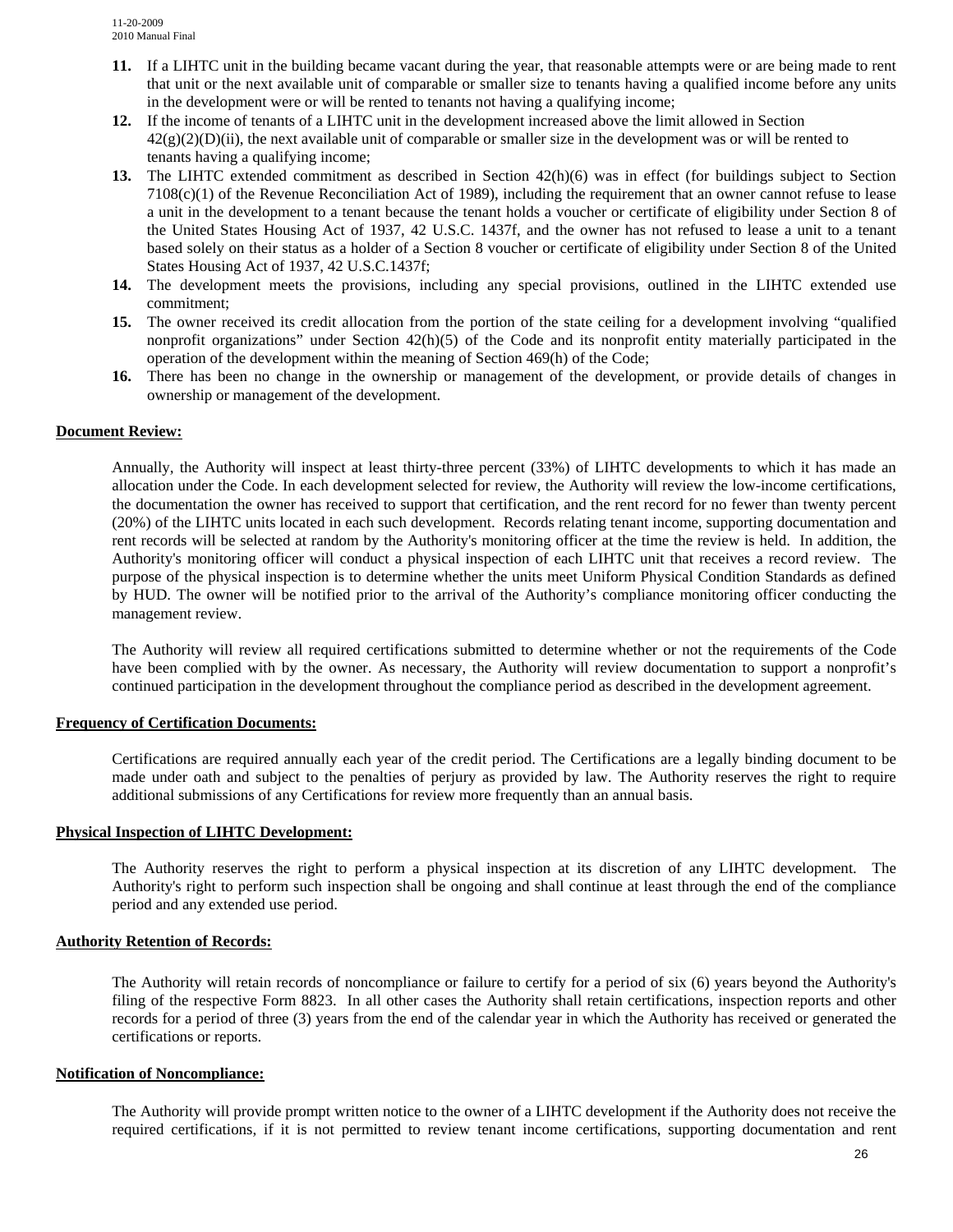11. If a LIHTC unit in the building became vacant during the year, that reasonable attempts were or are being made to rent that unit or the next available unit of comparable or smaller size to tenants having a qualified income before any units in the development were or will be rented to tenants not having a qualifying income;
12. If the income of tenants of a LIHTC unit in the development increased above the limit allowed in Section 42(g)(2)(D)(ii), the next available unit of comparable or smaller size in the development was or will be rented to tenants having a qualifying income;
13. The LIHTC extended commitment as described in Section 42(h)(6) was in effect (for buildings subject to Section 7108(c)(1) of the Revenue Reconciliation Act of 1989), including the requirement that an owner cannot refuse to lease a unit in the development to a tenant because the tenant holds a voucher or certificate of eligibility under Section 8 of the United States Housing Act of 1937, 42 U.S.C. 1437f, and the owner has not refused to lease a unit to a tenant based solely on their status as a holder of a Section 8 voucher or certificate of eligibility under Section 8 of the United States Housing Act of 1937, 42 U.S.C.1437f;
14. The development meets the provisions, including any special provisions, outlined in the LIHTC extended use commitment;
15. The owner received its credit allocation from the portion of the state ceiling for a development involving "qualified nonprofit organizations" under Section 42(h)(5) of the Code and its nonprofit entity materially participated in the operation of the development within the meaning of Section 469(h) of the Code;
16. There has been no change in the ownership or management of the development, or provide details of changes in ownership or management of the development.

**Document Review:**

Annually, the Authority will inspect at least thirty-three percent (33%) of LIHTC developments to which it has made an allocation under the Code. In each development selected for review, the Authority will review the low-income certifications, the documentation the owner has received to support that certification, and the rent record for no fewer than twenty percent (20%) of the LIHTC units located in each such development. Records relating tenant income, supporting documentation and rent records will be selected at random by the Authority's monitoring officer at the time the review is held. In addition, the Authority's monitoring officer will conduct a physical inspection of each LIHTC unit that receives a record review. The purpose of the physical inspection is to determine whether the units meet Uniform Physical Condition Standards as defined by HUD. The owner will be notified prior to the arrival of the Authority's compliance monitoring officer conducting the management review.

The Authority will review all required certifications submitted to determine whether or not the requirements of the Code have been complied with by the owner. As necessary, the Authority will review documentation to support a nonprofit's continued participation in the development throughout the compliance period as described in the development agreement.

**Frequency of Certification Documents:**

Certifications are required annually each year of the credit period. The Certifications are a legally binding document to be made under oath and subject to the penalties of perjury as provided by law. The Authority reserves the right to require additional submissions of any Certifications for review more frequently than an annual basis.

**Physical Inspection of LIHTC Development:**

The Authority reserves the right to perform a physical inspection at its discretion of any LIHTC development. The Authority's right to perform such inspection shall be ongoing and shall continue at least through the end of the compliance period and any extended use period.

**Authority Retention of Records:**

The Authority will retain records of noncompliance or failure to certify for a period of six (6) years beyond the Authority's filing of the respective Form 8823. In all other cases the Authority shall retain certifications, inspection reports and other records for a period of three (3) years from the end of the calendar year in which the Authority has received or generated the certifications or reports.

**Notification of Noncompliance:**

The Authority will provide prompt written notice to the owner of a LIHTC development if the Authority does not receive the required certifications, if it is not permitted to review tenant income certifications, supporting documentation and rent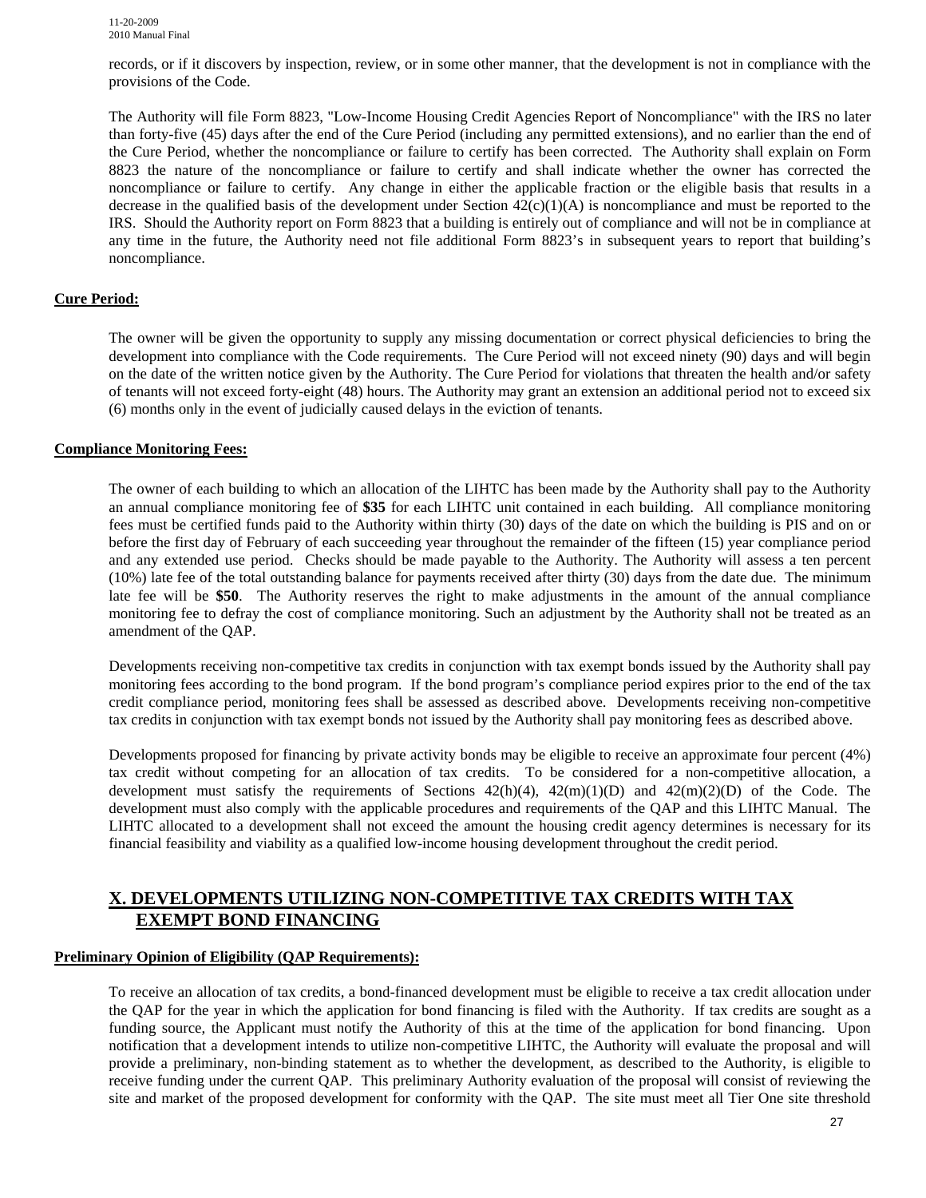records, or if it discovers by inspection, review, or in some other manner, that the development is not in compliance with the provisions of the Code.

The Authority will file Form 8823, "Low-Income Housing Credit Agencies Report of Noncompliance" with the IRS no later than forty-five (45) days after the end of the Cure Period (including any permitted extensions), and no earlier than the end of the Cure Period, whether the noncompliance or failure to certify has been corrected. The Authority shall explain on Form 8823 the nature of the noncompliance or failure to certify and shall indicate whether the owner has corrected the noncompliance or failure to certify. Any change in either the applicable fraction or the eligible basis that results in a decrease in the qualified basis of the development under Section 42(c)(1)(A) is noncompliance and must be reported to the IRS. Should the Authority report on Form 8823 that a building is entirely out of compliance and will not be in compliance at any time in the future, the Authority need not file additional Form 8823's in subsequent years to report that building's noncompliance.

**Cure Period:**

The owner will be given the opportunity to supply any missing documentation or correct physical deficiencies to bring the development into compliance with the Code requirements. The Cure Period will not exceed ninety (90) days and will begin on the date of the written notice given by the Authority. The Cure Period for violations that threaten the health and/or safety of tenants will not exceed forty-eight (48) hours. The Authority may grant an extension an additional period not to exceed six (6) months only in the event of judicially caused delays in the eviction of tenants.

**Compliance Monitoring Fees:**

The owner of each building to which an allocation of the LIHTC has been made by the Authority shall pay to the Authority an annual compliance monitoring fee of **$35** for each LIHTC unit contained in each building. All compliance monitoring fees must be certified funds paid to the Authority within thirty (30) days of the date on which the building is PIS and on or before the first day of February of each succeeding year throughout the remainder of the fifteen (15) year compliance period and any extended use period. Checks should be made payable to the Authority. The Authority will assess a ten percent (10%) late fee of the total outstanding balance for payments received after thirty (30) days from the date due. The minimum late fee will be **$50**. The Authority reserves the right to make adjustments in the amount of the annual compliance monitoring fee to defray the cost of compliance monitoring. Such an adjustment by the Authority shall not be treated as an amendment of the QAP.

Developments receiving non-competitive tax credits in conjunction with tax exempt bonds issued by the Authority shall pay monitoring fees according to the bond program. If the bond program's compliance period expires prior to the end of the tax credit compliance period, monitoring fees shall be assessed as described above. Developments receiving non-competitive tax credits in conjunction with tax exempt bonds not issued by the Authority shall pay monitoring fees as described above.

Developments proposed for financing by private activity bonds may be eligible to receive an approximate four percent (4%) tax credit without competing for an allocation of tax credits. To be considered for a non-competitive allocation, a development must satisfy the requirements of Sections 42(h)(4), 42(m)(1)(D) and 42(m)(2)(D) of the Code. The development must also comply with the applicable procedures and requirements of the QAP and this LIHTC Manual. The LIHTC allocated to a development shall not exceed the amount the housing credit agency determines is necessary for its financial feasibility and viability as a qualified low-income housing development throughout the credit period.

## X. DEVELOPMENTS UTILIZING NON-COMPETITIVE TAX CREDITS WITH TAX EXEMPT BOND FINANCING

**Preliminary Opinion of Eligibility (QAP Requirements):**

To receive an allocation of tax credits, a bond-financed development must be eligible to receive a tax credit allocation under the QAP for the year in which the application for bond financing is filed with the Authority. If tax credits are sought as a funding source, the Applicant must notify the Authority of this at the time of the application for bond financing. Upon notification that a development intends to utilize non-competitive LIHTC, the Authority will evaluate the proposal and will provide a preliminary, non-binding statement as to whether the development, as described to the Authority, is eligible to receive funding under the current QAP. This preliminary Authority evaluation of the proposal will consist of reviewing the site and market of the proposed development for conformity with the QAP. The site must meet all Tier One site threshold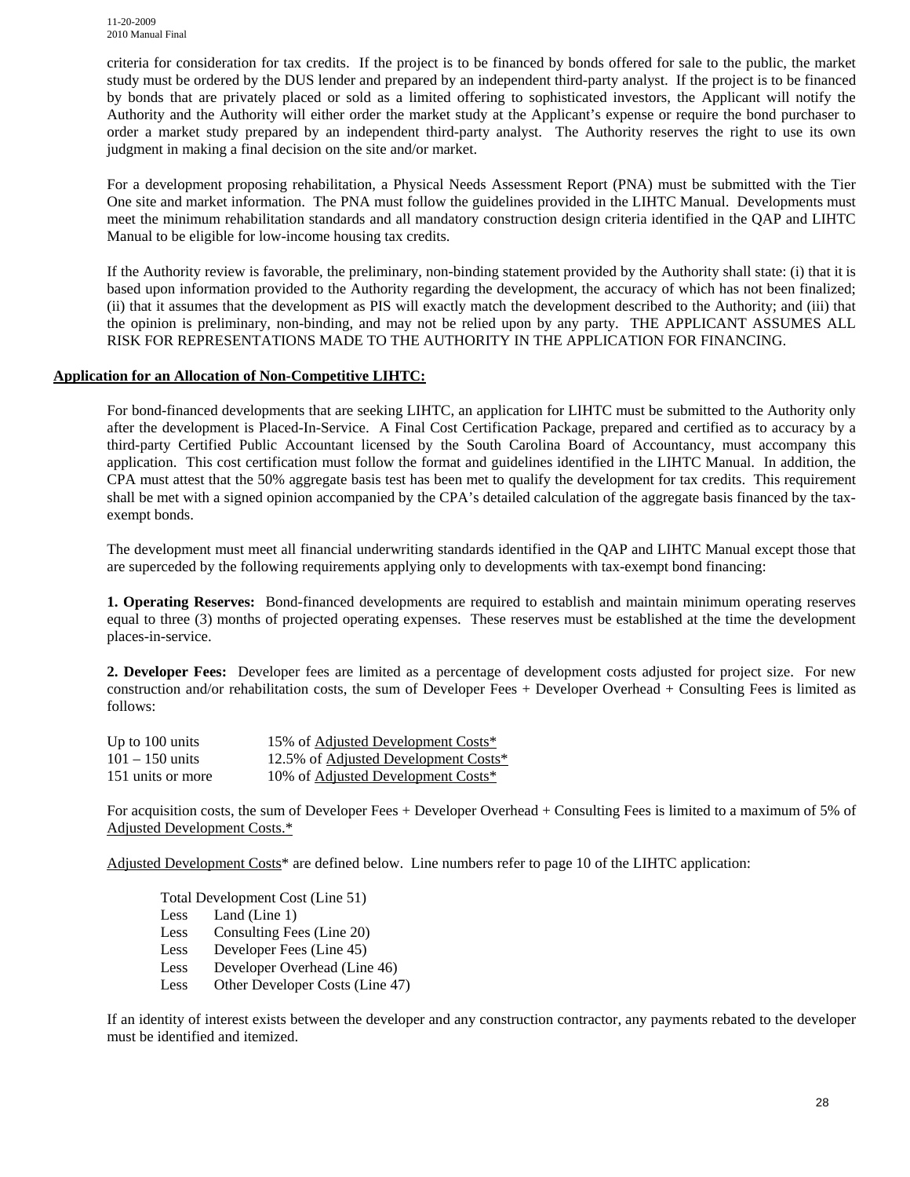criteria for consideration for tax credits. If the project is to be financed by bonds offered for sale to the public, the market study must be ordered by the DUS lender and prepared by an independent third-party analyst. If the project is to be financed by bonds that are privately placed or sold as a limited offering to sophisticated investors, the Applicant will notify the Authority and the Authority will either order the market study at the Applicant's expense or require the bond purchaser to order a market study prepared by an independent third-party analyst. The Authority reserves the right to use its own judgment in making a final decision on the site and/or market.

For a development proposing rehabilitation, a Physical Needs Assessment Report (PNA) must be submitted with the Tier One site and market information. The PNA must follow the guidelines provided in the LIHTC Manual. Developments must meet the minimum rehabilitation standards and all mandatory construction design criteria identified in the QAP and LIHTC Manual to be eligible for low-income housing tax credits.

If the Authority review is favorable, the preliminary, non-binding statement provided by the Authority shall state: (i) that it is based upon information provided to the Authority regarding the development, the accuracy of which has not been finalized; (ii) that it assumes that the development as PIS will exactly match the development described to the Authority; and (iii) that the opinion is preliminary, non-binding, and may not be relied upon by any party. THE APPLICANT ASSUMES ALL RISK FOR REPRESENTATIONS MADE TO THE AUTHORITY IN THE APPLICATION FOR FINANCING.

**Application for an Allocation of Non-Competitive LIHTC:**

For bond-financed developments that are seeking LIHTC, an application for LIHTC must be submitted to the Authority only after the development is Placed-In-Service. A Final Cost Certification Package, prepared and certified as to accuracy by a third-party Certified Public Accountant licensed by the South Carolina Board of Accountancy, must accompany this application. This cost certification must follow the format and guidelines identified in the LIHTC Manual. In addition, the CPA must attest that the 50% aggregate basis test has been met to qualify the development for tax credits. This requirement shall be met with a signed opinion accompanied by the CPA's detailed calculation of the aggregate basis financed by the tax-exempt bonds.

The development must meet all financial underwriting standards identified in the QAP and LIHTC Manual except those that are superceded by the following requirements applying only to developments with tax-exempt bond financing:

**1. Operating Reserves:** Bond-financed developments are required to establish and maintain minimum operating reserves equal to three (3) months of projected operating expenses. These reserves must be established at the time the development places-in-service.

**2. Developer Fees:** Developer fees are limited as a percentage of development costs adjusted for project size. For new construction and/or rehabilitation costs, the sum of Developer Fees + Developer Overhead + Consulting Fees is limited as follows:

| | |
|---|---|
| Up to 100 units | 15% of Adjusted Development Costs* |
| 101 – 150 units | 12.5% of Adjusted Development Costs* |
| 151 units or more | 10% of Adjusted Development Costs* |

For acquisition costs, the sum of Developer Fees + Developer Overhead + Consulting Fees is limited to a maximum of 5% of Adjusted Development Costs.*

Adjusted Development Costs* are defined below. Line numbers refer to page 10 of the LIHTC application:

Total Development Cost (Line 51)
Less Land (Line 1)
Less Consulting Fees (Line 20)
Less Developer Fees (Line 45)
Less Developer Overhead (Line 46)
Less Other Developer Costs (Line 47)

If an identity of interest exists between the developer and any construction contractor, any payments rebated to the developer must be identified and itemized.